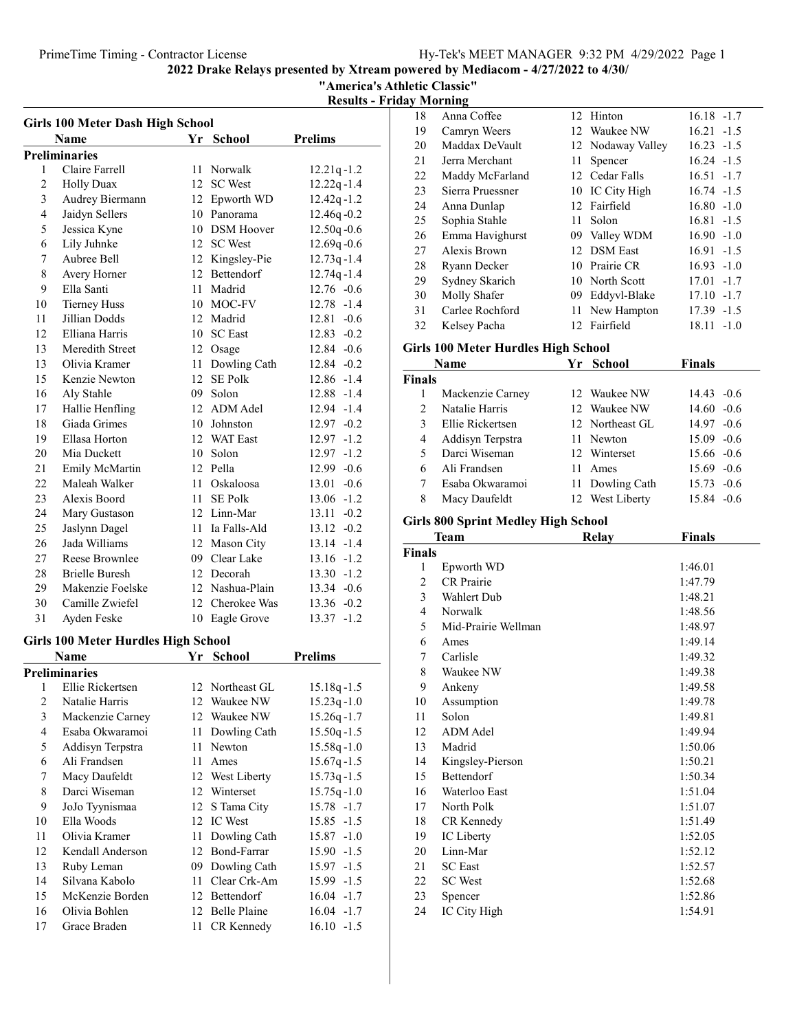**2022 Drake Relays presented by Xtream powered by Mediacom - 4/27/2022 to 4/30/**

**"America's Athletic Classic"**

**Results - Friday Morning**

### Girls 100 Meter Dash High School

| | Name | Yr | School | Prelims | |
|---|---|---|---|---|---|
| **Preliminaries** | | | | | |
| 1 | Claire Farrell | 11 | Norwalk | 12.21q | -1.2 |
| 2 | Holly Duax | 12 | SC West | 12.22q | -1.4 |
| 3 | Audrey Biermann | 12 | Epworth WD | 12.42q | -1.2 |
| 4 | Jaidyn Sellers | 10 | Panorama | 12.46q | -0.2 |
| 5 | Jessica Kyne | 10 | DSM Hoover | 12.50q | -0.6 |
| 6 | Lily Juhnke | 12 | SC West | 12.69q | -0.6 |
| 7 | Aubree Bell | 12 | Kingsley-Pie | 12.73q | -1.4 |
| 8 | Avery Horner | 12 | Bettendorf | 12.74q | -1.4 |
| 9 | Ella Santi | 11 | Madrid | 12.76 | -0.6 |
| 10 | Tierney Huss | 10 | MOC-FV | 12.78 | -1.4 |
| 11 | Jillian Dodds | 12 | Madrid | 12.81 | -0.6 |
| 12 | Elliana Harris | 10 | SC East | 12.83 | -0.2 |
| 13 | Meredith Street | 12 | Osage | 12.84 | -0.6 |
| 13 | Olivia Kramer | 11 | Dowling Cath | 12.84 | -0.2 |
| 15 | Kenzie Newton | 12 | SE Polk | 12.86 | -1.4 |
| 16 | Aly Stahle | 09 | Solon | 12.88 | -1.4 |
| 17 | Hallie Henfling | 12 | ADM Adel | 12.94 | -1.4 |
| 18 | Giada Grimes | 10 | Johnston | 12.97 | -0.2 |
| 19 | Ellasa Horton | 12 | WAT East | 12.97 | -1.2 |
| 20 | Mia Duckett | 10 | Solon | 12.97 | -1.2 |
| 21 | Emily McMartin | 12 | Pella | 12.99 | -0.6 |
| 22 | Maleah Walker | 11 | Oskaloosa | 13.01 | -0.6 |
| 23 | Alexis Boord | 11 | SE Polk | 13.06 | -1.2 |
| 24 | Mary Gustason | 12 | Linn-Mar | 13.11 | -0.2 |
| 25 | Jaslynn Dagel | 11 | Ia Falls-Ald | 13.12 | -0.2 |
| 26 | Jada Williams | 12 | Mason City | 13.14 | -1.4 |
| 27 | Reese Brownlee | 09 | Clear Lake | 13.16 | -1.2 |
| 28 | Brielle Buresh | 12 | Decorah | 13.30 | -1.2 |
| 29 | Makenzie Foelske | 12 | Nashua-Plain | 13.34 | -0.6 |
| 30 | Camille Zwiefel | 12 | Cherokee Was | 13.36 | -0.2 |
| 31 | Ayden Feske | 10 | Eagle Grove | 13.37 | -1.2 |

### Girls 100 Meter Hurdles High School

| | Name | Yr | School | Prelims | |
|---|---|---|---|---|---|
| **Preliminaries** | | | | | |
| 1 | Ellie Rickertsen | 12 | Northeast GL | 15.18q | -1.5 |
| 2 | Natalie Harris | 12 | Waukee NW | 15.23q | -1.0 |
| 3 | Mackenzie Carney | 12 | Waukee NW | 15.26q | -1.7 |
| 4 | Esaba Okwaramoi | 11 | Dowling Cath | 15.50q | -1.5 |
| 5 | Addisyn Terpstra | 11 | Newton | 15.58q | -1.0 |
| 6 | Ali Frandsen | 11 | Ames | 15.67q | -1.5 |
| 7 | Macy Daufeldt | 12 | West Liberty | 15.73q | -1.5 |
| 8 | Darci Wiseman | 12 | Winterset | 15.75q | -1.0 |
| 9 | JoJo Tyynismaa | 12 | S Tama City | 15.78 | -1.7 |
| 10 | Ella Woods | 12 | IC West | 15.85 | -1.5 |
| 11 | Olivia Kramer | 11 | Dowling Cath | 15.87 | -1.0 |
| 12 | Kendall Anderson | 12 | Bond-Farrar | 15.90 | -1.5 |
| 13 | Ruby Leman | 09 | Dowling Cath | 15.97 | -1.5 |
| 14 | Silvana Kabolo | 11 | Clear Crk-Am | 15.99 | -1.5 |
| 15 | McKenzie Borden | 12 | Bettendorf | 16.04 | -1.7 |
| 16 | Olivia Bohlen | 12 | Belle Plaine | 16.04 | -1.7 |
| 17 | Grace Braden | 11 | CR Kennedy | 16.10 | -1.5 |
| 18 | Anna Coffee | 12 | Hinton | 16.18 | -1.7 |
| 19 | Camryn Weers | 12 | Waukee NW | 16.21 | -1.5 |
| 20 | Maddax DeVault | 12 | Nodaway Valley | 16.23 | -1.5 |
| 21 | Jerra Merchant | 11 | Spencer | 16.24 | -1.5 |
| 22 | Maddy McFarland | 12 | Cedar Falls | 16.51 | -1.7 |
| 23 | Sierra Pruessner | 10 | IC City High | 16.74 | -1.5 |
| 24 | Anna Dunlap | 12 | Fairfield | 16.80 | -1.0 |
| 25 | Sophia Stahle | 11 | Solon | 16.81 | -1.5 |
| 26 | Emma Havighurst | 09 | Valley WDM | 16.90 | -1.0 |
| 27 | Alexis Brown | 12 | DSM East | 16.91 | -1.5 |
| 28 | Ryann Decker | 10 | Prairie CR | 16.93 | -1.0 |
| 29 | Sydney Skarich | 10 | North Scott | 17.01 | -1.7 |
| 30 | Molly Shafer | 09 | Eddyvl-Blake | 17.10 | -1.7 |
| 31 | Carlee Rochford | 11 | New Hampton | 17.39 | -1.5 |
| 32 | Kelsey Pacha | 12 | Fairfield | 18.11 | -1.0 |

### Girls 100 Meter Hurdles High School

| | Name | Yr | School | Finals | |
|---|---|---|---|---|---|
| **Finals** | | | | | |
| 1 | Mackenzie Carney | 12 | Waukee NW | 14.43 | -0.6 |
| 2 | Natalie Harris | 12 | Waukee NW | 14.60 | -0.6 |
| 3 | Ellie Rickertsen | 12 | Northeast GL | 14.97 | -0.6 |
| 4 | Addisyn Terpstra | 11 | Newton | 15.09 | -0.6 |
| 5 | Darci Wiseman | 12 | Winterset | 15.66 | -0.6 |
| 6 | Ali Frandsen | 11 | Ames | 15.69 | -0.6 |
| 7 | Esaba Okwaramoi | 11 | Dowling Cath | 15.73 | -0.6 |
| 8 | Macy Daufeldt | 12 | West Liberty | 15.84 | -0.6 |

### Girls 800 Sprint Medley High School

| | Team | Relay | Finals |
|---|---|---|---|
| **Finals** | | | |
| 1 | Epworth WD | | 1:46.01 |
| 2 | CR Prairie | | 1:47.79 |
| 3 | Wahlert Dub | | 1:48.21 |
| 4 | Norwalk | | 1:48.56 |
| 5 | Mid-Prairie Wellman | | 1:48.97 |
| 6 | Ames | | 1:49.14 |
| 7 | Carlisle | | 1:49.32 |
| 8 | Waukee NW | | 1:49.38 |
| 9 | Ankeny | | 1:49.58 |
| 10 | Assumption | | 1:49.78 |
| 11 | Solon | | 1:49.81 |
| 12 | ADM Adel | | 1:49.94 |
| 13 | Madrid | | 1:50.06 |
| 14 | Kingsley-Pierson | | 1:50.21 |
| 15 | Bettendorf | | 1:50.34 |
| 16 | Waterloo East | | 1:51.04 |
| 17 | North Polk | | 1:51.07 |
| 18 | CR Kennedy | | 1:51.49 |
| 19 | IC Liberty | | 1:52.05 |
| 20 | Linn-Mar | | 1:52.12 |
| 21 | SC East | | 1:52.57 |
| 22 | SC West | | 1:52.68 |
| 23 | Spencer | | 1:52.86 |
| 24 | IC City High | | 1:54.91 |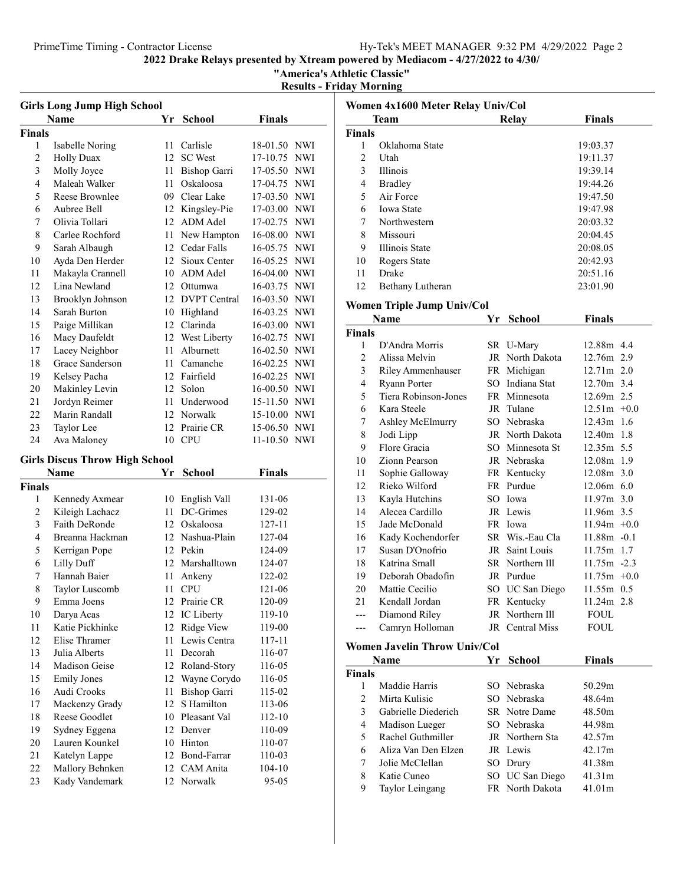# 2022 Drake Relays presented by Xtream powered by Mediacom - 4/27/2022 to 4/30/

## "America's Athletic Classic"

### Results - Friday Morning

#### Girls Long Jump High School

| | Name | Yr | School | Finals | |
|---|---|---|---|---|---|
| **Finals** | | | | | |
| 1 | Isabelle Noring | 11 | Carlisle | 18-01.50 | NWI |
| 2 | Holly Duax | 12 | SC West | 17-10.75 | NWI |
| 3 | Molly Joyce | 11 | Bishop Garri | 17-05.50 | NWI |
| 4 | Maleah Walker | 11 | Oskaloosa | 17-04.75 | NWI |
| 5 | Reese Brownlee | 09 | Clear Lake | 17-03.50 | NWI |
| 6 | Aubree Bell | 12 | Kingsley-Pie | 17-03.00 | NWI |
| 7 | Olivia Tollari | 12 | ADM Adel | 17-02.75 | NWI |
| 8 | Carlee Rochford | 11 | New Hampton | 16-08.00 | NWI |
| 9 | Sarah Albaugh | 12 | Cedar Falls | 16-05.75 | NWI |
| 10 | Ayda Den Herder | 12 | Sioux Center | 16-05.25 | NWI |
| 11 | Makayla Crannell | 10 | ADM Adel | 16-04.00 | NWI |
| 12 | Lina Newland | 12 | Ottumwa | 16-03.75 | NWI |
| 13 | Brooklyn Johnson | 12 | DVPT Central | 16-03.50 | NWI |
| 14 | Sarah Burton | 10 | Highland | 16-03.25 | NWI |
| 15 | Paige Millikan | 12 | Clarinda | 16-03.00 | NWI |
| 16 | Macy Daufeldt | 12 | West Liberty | 16-02.75 | NWI |
| 17 | Lacey Neighbor | 11 | Alburnett | 16-02.50 | NWI |
| 18 | Grace Sanderson | 11 | Camanche | 16-02.25 | NWI |
| 19 | Kelsey Pacha | 12 | Fairfield | 16-02.25 | NWI |
| 20 | Makinley Levin | 12 | Solon | 16-00.50 | NWI |
| 21 | Jordyn Reimer | 11 | Underwood | 15-11.50 | NWI |
| 22 | Marin Randall | 12 | Norwalk | 15-10.00 | NWI |
| 23 | Taylor Lee | 12 | Prairie CR | 15-06.50 | NWI |
| 24 | Ava Maloney | 10 | CPU | 11-10.50 | NWI |

#### Girls Discus Throw High School

| | Name | Yr | School | Finals |
|---|---|---|---|---|
| **Finals** | | | | |
| 1 | Kennedy Axmear | 10 | English Vall | 131-06 |
| 2 | Kileigh Lachacz | 11 | DC-Grimes | 129-02 |
| 3 | Faith DeRonde | 12 | Oskaloosa | 127-11 |
| 4 | Breanna Hackman | 12 | Nashua-Plain | 127-04 |
| 5 | Kerrigan Pope | 12 | Pekin | 124-09 |
| 6 | Lilly Duff | 12 | Marshalltown | 124-07 |
| 7 | Hannah Baier | 11 | Ankeny | 122-02 |
| 8 | Taylor Luscomb | 11 | CPU | 121-06 |
| 9 | Emma Joens | 12 | Prairie CR | 120-09 |
| 10 | Darya Acas | 12 | IC Liberty | 119-10 |
| 11 | Katie Pickhinke | 12 | Ridge View | 119-00 |
| 12 | Elise Thramer | 11 | Lewis Centra | 117-11 |
| 13 | Julia Alberts | 11 | Decorah | 116-07 |
| 14 | Madison Geise | 12 | Roland-Story | 116-05 |
| 15 | Emily Jones | 12 | Wayne Corydo | 116-05 |
| 16 | Audi Crooks | 11 | Bishop Garri | 115-02 |
| 17 | Mackenzy Grady | 12 | S Hamilton | 113-06 |
| 18 | Reese Goodlet | 10 | Pleasant Val | 112-10 |
| 19 | Sydney Eggena | 12 | Denver | 110-09 |
| 20 | Lauren Kounkel | 10 | Hinton | 110-07 |
| 21 | Katelyn Lappe | 12 | Bond-Farrar | 110-03 |
| 22 | Mallory Behnken | 12 | CAM Anita | 104-10 |
| 23 | Kady Vandemark | 12 | Norwalk | 95-05 |

#### Women 4x1600 Meter Relay Univ/Col

| | Team | Relay | Finals |
|---|---|---|---|
| **Finals** | | | |
| 1 | Oklahoma State | | 19:03.37 |
| 2 | Utah | | 19:11.37 |
| 3 | Illinois | | 19:39.14 |
| 4 | Bradley | | 19:44.26 |
| 5 | Air Force | | 19:47.50 |
| 6 | Iowa State | | 19:47.98 |
| 7 | Northwestern | | 20:03.32 |
| 8 | Missouri | | 20:04.45 |
| 9 | Illinois State | | 20:08.05 |
| 10 | Rogers State | | 20:42.93 |
| 11 | Drake | | 20:51.16 |
| 12 | Bethany Lutheran | | 23:01.90 |

#### Women Triple Jump Univ/Col

| | Name | Yr | School | Finals | |
|---|---|---|---|---|---|
| **Finals** | | | | | |
| 1 | D'Andra Morris | SR | U-Mary | 12.88m | 4.4 |
| 2 | Alissa Melvin | JR | North Dakota | 12.76m | 2.9 |
| 3 | Riley Ammenhauser | FR | Michigan | 12.71m | 2.0 |
| 4 | Ryann Porter | SO | Indiana Stat | 12.70m | 3.4 |
| 5 | Tiera Robinson-Jones | FR | Minnesota | 12.69m | 2.5 |
| 6 | Kara Steele | JR | Tulane | 12.51m | +0.0 |
| 7 | Ashley McElmurry | SO | Nebraska | 12.43m | 1.6 |
| 8 | Jodi Lipp | JR | North Dakota | 12.40m | 1.8 |
| 9 | Flore Gracia | SO | Minnesota St | 12.35m | 5.5 |
| 10 | Zionn Pearson | JR | Nebraska | 12.08m | 1.9 |
| 11 | Sophie Galloway | FR | Kentucky | 12.08m | 3.0 |
| 12 | Rieko Wilford | FR | Purdue | 12.06m | 6.0 |
| 13 | Kayla Hutchins | SO | Iowa | 11.97m | 3.0 |
| 14 | Alecea Cardillo | JR | Lewis | 11.96m | 3.5 |
| 15 | Jade McDonald | FR | Iowa | 11.94m | +0.0 |
| 16 | Kady Kochendorfer | SR | Wis.-Eau Cla | 11.88m | -0.1 |
| 17 | Susan D'Onofrio | JR | Saint Louis | 11.75m | 1.7 |
| 18 | Katrina Small | SR | Northern Ill | 11.75m | -2.3 |
| 19 | Deborah Obadofin | JR | Purdue | 11.75m | +0.0 |
| 20 | Mattie Cecilio | SO | UC San Diego | 11.55m | 0.5 |
| 21 | Kendall Jordan | FR | Kentucky | 11.24m | 2.8 |
| --- | Diamond Riley | JR | Northern Ill | FOUL | |
| --- | Camryn Holloman | JR | Central Miss | FOUL | |

#### Women Javelin Throw Univ/Col

| | Name | Yr | School | Finals |
|---|---|---|---|---|
| **Finals** | | | | |
| 1 | Maddie Harris | SO | Nebraska | 50.29m |
| 2 | Mirta Kulisic | SO | Nebraska | 48.64m |
| 3 | Gabrielle Diederich | SR | Notre Dame | 48.50m |
| 4 | Madison Lueger | SO | Nebraska | 44.98m |
| 5 | Rachel Guthmiller | JR | Northern Sta | 42.57m |
| 6 | Aliza Van Den Elzen | JR | Lewis | 42.17m |
| 7 | Jolie McClellan | SO | Drury | 41.38m |
| 8 | Katie Cuneo | SO | UC San Diego | 41.31m |
| 9 | Taylor Leingang | FR | North Dakota | 41.01m |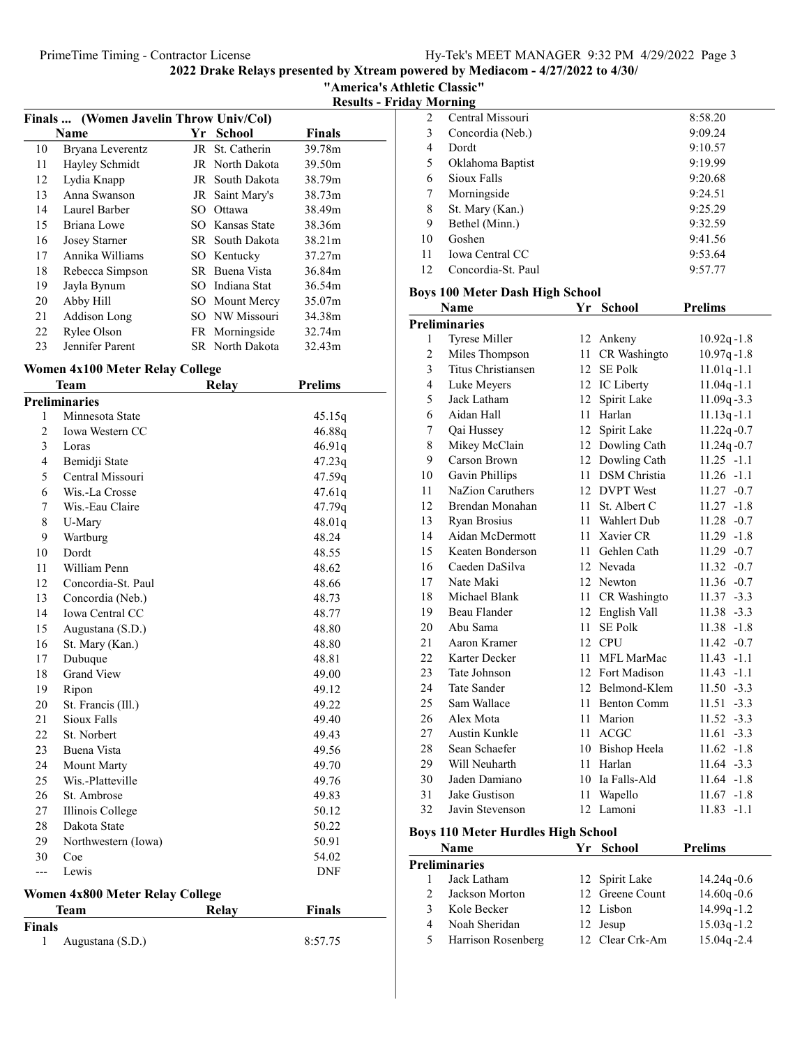**2022 Drake Relays presented by Xtream powered by Mediacom - 4/27/2022 to 4/30/**

**"America's Athletic Classic"**

**Results - Friday Morning**

### Finals ... (Women Javelin Throw Univ/Col)

| | Name | Yr | School | Finals |
|---|---|---|---|---|
| 10 | Bryana Leverentz | JR | St. Catherin | 39.78m |
| 11 | Hayley Schmidt | JR | North Dakota | 39.50m |
| 12 | Lydia Knapp | JR | South Dakota | 38.79m |
| 13 | Anna Swanson | JR | Saint Mary's | 38.73m |
| 14 | Laurel Barber | SO | Ottawa | 38.49m |
| 15 | Briana Lowe | SO | Kansas State | 38.36m |
| 16 | Josey Starner | SR | South Dakota | 38.21m |
| 17 | Annika Williams | SO | Kentucky | 37.27m |
| 18 | Rebecca Simpson | SR | Buena Vista | 36.84m |
| 19 | Jayla Bynum | SO | Indiana Stat | 36.54m |
| 20 | Abby Hill | SO | Mount Mercy | 35.07m |
| 21 | Addison Long | SO | NW Missouri | 34.38m |
| 22 | Rylee Olson | FR | Morningside | 32.74m |
| 23 | Jennifer Parent | SR | North Dakota | 32.43m |

### Women 4x100 Meter Relay College

| | Team | Relay | Prelims |
|---|---|---|---|
| **Preliminaries** | | | |
| 1 | Minnesota State | | 45.15q |
| 2 | Iowa Western CC | | 46.88q |
| 3 | Loras | | 46.91q |
| 4 | Bemidji State | | 47.23q |
| 5 | Central Missouri | | 47.59q |
| 6 | Wis.-La Crosse | | 47.61q |
| 7 | Wis.-Eau Claire | | 47.79q |
| 8 | U-Mary | | 48.01q |
| 9 | Wartburg | | 48.24 |
| 10 | Dordt | | 48.55 |
| 11 | William Penn | | 48.62 |
| 12 | Concordia-St. Paul | | 48.66 |
| 13 | Concordia (Neb.) | | 48.73 |
| 14 | Iowa Central CC | | 48.77 |
| 15 | Augustana (S.D.) | | 48.80 |
| 16 | St. Mary (Kan.) | | 48.80 |
| 17 | Dubuque | | 48.81 |
| 18 | Grand View | | 49.00 |
| 19 | Ripon | | 49.12 |
| 20 | St. Francis (Ill.) | | 49.22 |
| 21 | Sioux Falls | | 49.40 |
| 22 | St. Norbert | | 49.43 |
| 23 | Buena Vista | | 49.56 |
| 24 | Mount Marty | | 49.70 |
| 25 | Wis.-Platteville | | 49.76 |
| 26 | St. Ambrose | | 49.83 |
| 27 | Illinois College | | 50.12 |
| 28 | Dakota State | | 50.22 |
| 29 | Northwestern (Iowa) | | 50.91 |
| 30 | Coe | | 54.02 |
| --- | Lewis | | DNF |

### Women 4x800 Meter Relay College

| | Team | Relay | Finals |
|---|---|---|---|
| **Finals** | | | |
| 1 | Augustana (S.D.) | | 8:57.75 |
| 2 | Central Missouri | | 8:58.20 |
| 3 | Concordia (Neb.) | | 9:09.24 |
| 4 | Dordt | | 9:10.57 |
| 5 | Oklahoma Baptist | | 9:19.99 |
| 6 | Sioux Falls | | 9:20.68 |
| 7 | Morningside | | 9:24.51 |
| 8 | St. Mary (Kan.) | | 9:25.29 |
| 9 | Bethel (Minn.) | | 9:32.59 |
| 10 | Goshen | | 9:41.56 |
| 11 | Iowa Central CC | | 9:53.64 |
| 12 | Concordia-St. Paul | | 9:57.77 |

### Boys 100 Meter Dash High School

| | Name | Yr | School | Prelims |
|---|---|---|---|---|
| **Preliminaries** | | | | |
| 1 | Tyrese Miller | 12 | Ankeny | 10.92q -1.8 |
| 2 | Miles Thompson | 11 | CR Washingto | 10.97q -1.8 |
| 3 | Titus Christiansen | 12 | SE Polk | 11.01q -1.1 |
| 4 | Luke Meyers | 12 | IC Liberty | 11.04q -1.1 |
| 5 | Jack Latham | 12 | Spirit Lake | 11.09q -3.3 |
| 6 | Aidan Hall | 11 | Harlan | 11.13q -1.1 |
| 7 | Qai Hussey | 12 | Spirit Lake | 11.22q -0.7 |
| 8 | Mikey McClain | 12 | Dowling Cath | 11.24q -0.7 |
| 9 | Carson Brown | 12 | Dowling Cath | 11.25 -1.1 |
| 10 | Gavin Phillips | 11 | DSM Christia | 11.26 -1.1 |
| 11 | NaZion Caruthers | 12 | DVPT West | 11.27 -0.7 |
| 12 | Brendan Monahan | 11 | St. Albert C | 11.27 -1.8 |
| 13 | Ryan Brosius | 11 | Wahlert Dub | 11.28 -0.7 |
| 14 | Aidan McDermott | 11 | Xavier CR | 11.29 -1.8 |
| 15 | Keaten Bonderson | 11 | Gehlen Cath | 11.29 -0.7 |
| 16 | Caeden DaSilva | 12 | Nevada | 11.32 -0.7 |
| 17 | Nate Maki | 12 | Newton | 11.36 -0.7 |
| 18 | Michael Blank | 11 | CR Washingto | 11.37 -3.3 |
| 19 | Beau Flander | 12 | English Vall | 11.38 -3.3 |
| 20 | Abu Sama | 11 | SE Polk | 11.38 -1.8 |
| 21 | Aaron Kramer | 12 | CPU | 11.42 -0.7 |
| 22 | Karter Decker | 11 | MFL MarMac | 11.43 -1.1 |
| 23 | Tate Johnson | 12 | Fort Madison | 11.43 -1.1 |
| 24 | Tate Sander | 12 | Belmond-Klem | 11.50 -3.3 |
| 25 | Sam Wallace | 11 | Benton Comm | 11.51 -3.3 |
| 26 | Alex Mota | 11 | Marion | 11.52 -3.3 |
| 27 | Austin Kunkle | 11 | ACGC | 11.61 -3.3 |
| 28 | Sean Schaefer | 10 | Bishop Heela | 11.62 -1.8 |
| 29 | Will Neuharth | 11 | Harlan | 11.64 -3.3 |
| 30 | Jaden Damiano | 10 | Ia Falls-Ald | 11.64 -1.8 |
| 31 | Jake Gustison | 11 | Wapello | 11.67 -1.8 |
| 32 | Javin Stevenson | 12 | Lamoni | 11.83 -1.1 |

### Boys 110 Meter Hurdles High School

| | Name | Yr | School | Prelims |
|---|---|---|---|---|
| **Preliminaries** | | | | |
| 1 | Jack Latham | 12 | Spirit Lake | 14.24q -0.6 |
| 2 | Jackson Morton | 12 | Greene Count | 14.60q -0.6 |
| 3 | Kole Becker | 12 | Lisbon | 14.99q -1.2 |
| 4 | Noah Sheridan | 12 | Jesup | 15.03q -1.2 |
| 5 | Harrison Rosenberg | 12 | Clear Crk-Am | 15.04q -2.4 |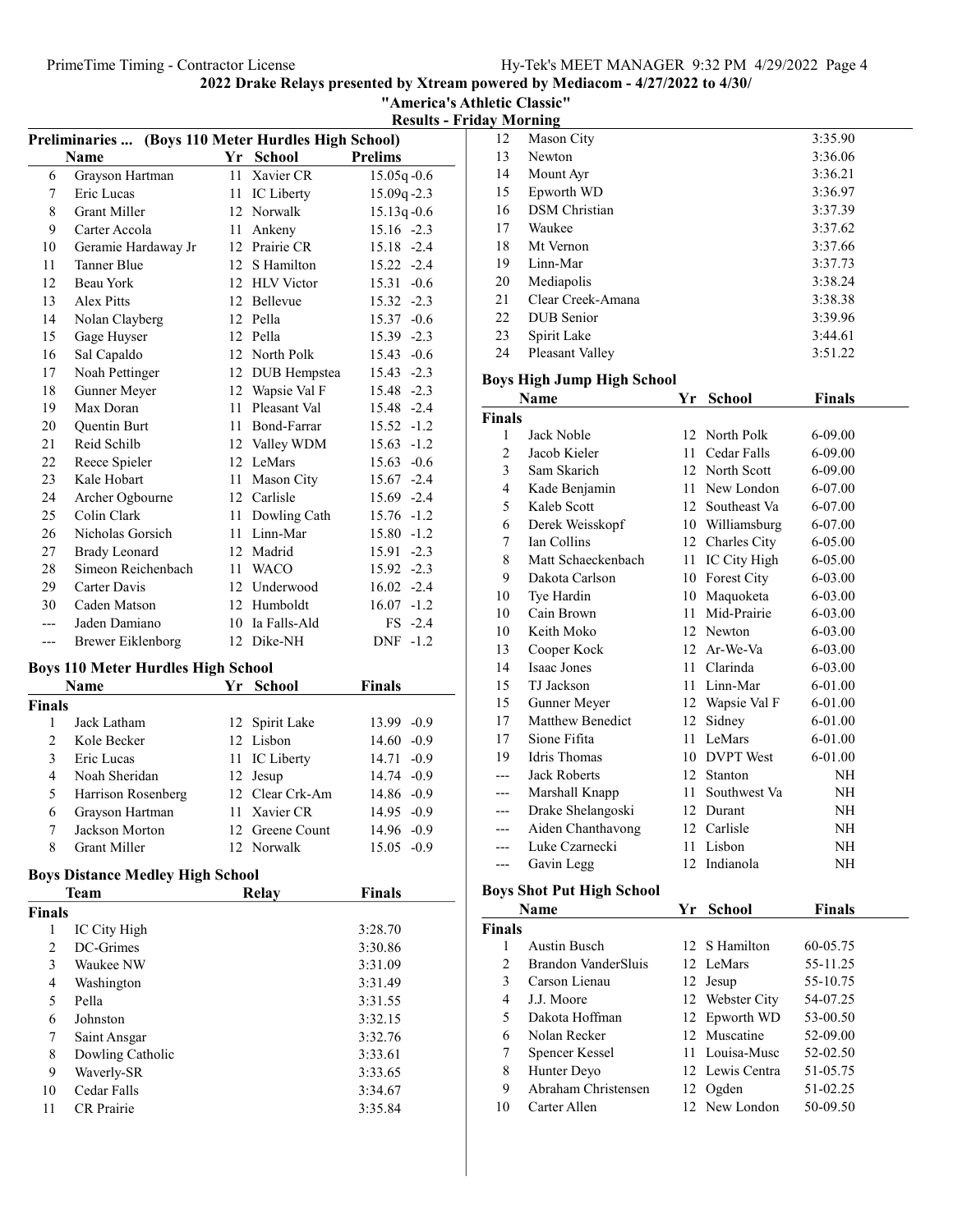## 2022 Drake Relays presented by Xtream powered by Mediacom - 4/27/2022 to 4/30/

### "America's Athletic Classic"

### Results - Friday Morning

**Preliminaries ... (Boys 110 Meter Hurdles High School)**

| | Name | Yr | School | Prelims | |
|---|---|---|---|---|---|
| 6 | Grayson Hartman | 11 | Xavier CR | 15.05q | -0.6 |
| 7 | Eric Lucas | 11 | IC Liberty | 15.09q | -2.3 |
| 8 | Grant Miller | 12 | Norwalk | 15.13q | -0.6 |
| 9 | Carter Accola | 11 | Ankeny | 15.16 | -2.3 |
| 10 | Geramie Hardaway Jr | 12 | Prairie CR | 15.18 | -2.4 |
| 11 | Tanner Blue | 12 | S Hamilton | 15.22 | -2.4 |
| 12 | Beau York | 12 | HLV Victor | 15.31 | -0.6 |
| 13 | Alex Pitts | 12 | Bellevue | 15.32 | -2.3 |
| 14 | Nolan Clayberg | 12 | Pella | 15.37 | -0.6 |
| 15 | Gage Huyser | 12 | Pella | 15.39 | -2.3 |
| 16 | Sal Capaldo | 12 | North Polk | 15.43 | -0.6 |
| 17 | Noah Pettinger | 12 | DUB Hempstea | 15.43 | -2.3 |
| 18 | Gunner Meyer | 12 | Wapsie Val F | 15.48 | -2.3 |
| 19 | Max Doran | 11 | Pleasant Val | 15.48 | -2.4 |
| 20 | Quentin Burt | 11 | Bond-Farrar | 15.52 | -1.2 |
| 21 | Reid Schilb | 12 | Valley WDM | 15.63 | -1.2 |
| 22 | Reece Spieler | 12 | LeMars | 15.63 | -0.6 |
| 23 | Kale Hobart | 11 | Mason City | 15.67 | -2.4 |
| 24 | Archer Ogbourne | 12 | Carlisle | 15.69 | -2.4 |
| 25 | Colin Clark | 11 | Dowling Cath | 15.76 | -1.2 |
| 26 | Nicholas Gorsich | 11 | Linn-Mar | 15.80 | -1.2 |
| 27 | Brady Leonard | 12 | Madrid | 15.91 | -2.3 |
| 28 | Simeon Reichenbach | 11 | WACO | 15.92 | -2.3 |
| 29 | Carter Davis | 12 | Underwood | 16.02 | -2.4 |
| 30 | Caden Matson | 12 | Humboldt | 16.07 | -1.2 |
| --- | Jaden Damiano | 10 | Ia Falls-Ald | FS | -2.4 |
| --- | Brewer Eiklenborg | 12 | Dike-NH | DNF | -1.2 |

**Boys 110 Meter Hurdles High School**

| | Name | Yr | School | Finals | |
|---|---|---|---|---|---|
| **Finals** | | | | | |
| 1 | Jack Latham | 12 | Spirit Lake | 13.99 | -0.9 |
| 2 | Kole Becker | 12 | Lisbon | 14.60 | -0.9 |
| 3 | Eric Lucas | 11 | IC Liberty | 14.71 | -0.9 |
| 4 | Noah Sheridan | 12 | Jesup | 14.74 | -0.9 |
| 5 | Harrison Rosenberg | 12 | Clear Crk-Am | 14.86 | -0.9 |
| 6 | Grayson Hartman | 11 | Xavier CR | 14.95 | -0.9 |
| 7 | Jackson Morton | 12 | Greene Count | 14.96 | -0.9 |
| 8 | Grant Miller | 12 | Norwalk | 15.05 | -0.9 |

**Boys Distance Medley High School**

| | Team | Relay | Finals |
|---|---|---|---|
| **Finals** | | | |
| 1 | IC City High | | 3:28.70 |
| 2 | DC-Grimes | | 3:30.86 |
| 3 | Waukee NW | | 3:31.09 |
| 4 | Washington | | 3:31.49 |
| 5 | Pella | | 3:31.55 |
| 6 | Johnston | | 3:32.15 |
| 7 | Saint Ansgar | | 3:32.76 |
| 8 | Dowling Catholic | | 3:33.61 |
| 9 | Waverly-SR | | 3:33.65 |
| 10 | Cedar Falls | | 3:34.67 |
| 11 | CR Prairie | | 3:35.84 |
| 12 | Mason City | | 3:35.90 |
| 13 | Newton | | 3:36.06 |
| 14 | Mount Ayr | | 3:36.21 |
| 15 | Epworth WD | | 3:36.97 |
| 16 | DSM Christian | | 3:37.39 |
| 17 | Waukee | | 3:37.62 |
| 18 | Mt Vernon | | 3:37.66 |
| 19 | Linn-Mar | | 3:37.73 |
| 20 | Mediapolis | | 3:38.24 |
| 21 | Clear Creek-Amana | | 3:38.38 |
| 22 | DUB Senior | | 3:39.96 |
| 23 | Spirit Lake | | 3:44.61 |
| 24 | Pleasant Valley | | 3:51.22 |

**Boys High Jump High School**

| | Name | Yr | School | Finals |
|---|---|---|---|---|
| **Finals** | | | | |
| 1 | Jack Noble | 12 | North Polk | 6-09.00 |
| 2 | Jacob Kieler | 11 | Cedar Falls | 6-09.00 |
| 3 | Sam Skarich | 12 | North Scott | 6-09.00 |
| 4 | Kade Benjamin | 11 | New London | 6-07.00 |
| 5 | Kaleb Scott | 12 | Southeast Va | 6-07.00 |
| 6 | Derek Weisskopf | 10 | Williamsburg | 6-07.00 |
| 7 | Ian Collins | 12 | Charles City | 6-05.00 |
| 8 | Matt Schaeckenbach | 11 | IC City High | 6-05.00 |
| 9 | Dakota Carlson | 10 | Forest City | 6-03.00 |
| 10 | Tye Hardin | 10 | Maquoketa | 6-03.00 |
| 10 | Cain Brown | 11 | Mid-Prairie | 6-03.00 |
| 10 | Keith Moko | 12 | Newton | 6-03.00 |
| 13 | Cooper Kock | 12 | Ar-We-Va | 6-03.00 |
| 14 | Isaac Jones | 11 | Clarinda | 6-03.00 |
| 15 | TJ Jackson | 11 | Linn-Mar | 6-01.00 |
| 15 | Gunner Meyer | 12 | Wapsie Val F | 6-01.00 |
| 17 | Matthew Benedict | 12 | Sidney | 6-01.00 |
| 17 | Sione Fifita | 11 | LeMars | 6-01.00 |
| 19 | Idris Thomas | 10 | DVPT West | 6-01.00 |
| --- | Jack Roberts | 12 | Stanton | NH |
| --- | Marshall Knapp | 11 | Southwest Va | NH |
| --- | Drake Shelangoski | 12 | Durant | NH |
| --- | Aiden Chanthavong | 12 | Carlisle | NH |
| --- | Luke Czarnecki | 11 | Lisbon | NH |
| --- | Gavin Legg | 12 | Indianola | NH |

**Boys Shot Put High School**

| | Name | Yr | School | Finals |
|---|---|---|---|---|
| **Finals** | | | | |
| 1 | Austin Busch | 12 | S Hamilton | 60-05.75 |
| 2 | Brandon VanderSluis | 12 | LeMars | 55-11.25 |
| 3 | Carson Lienau | 12 | Jesup | 55-10.75 |
| 4 | J.J. Moore | 12 | Webster City | 54-07.25 |
| 5 | Dakota Hoffman | 12 | Epworth WD | 53-00.50 |
| 6 | Nolan Recker | 12 | Muscatine | 52-09.00 |
| 7 | Spencer Kessel | 11 | Louisa-Musc | 52-02.50 |
| 8 | Hunter Deyo | 12 | Lewis Centra | 51-05.75 |
| 9 | Abraham Christensen | 12 | Ogden | 51-02.25 |
| 10 | Carter Allen | 12 | New London | 50-09.50 |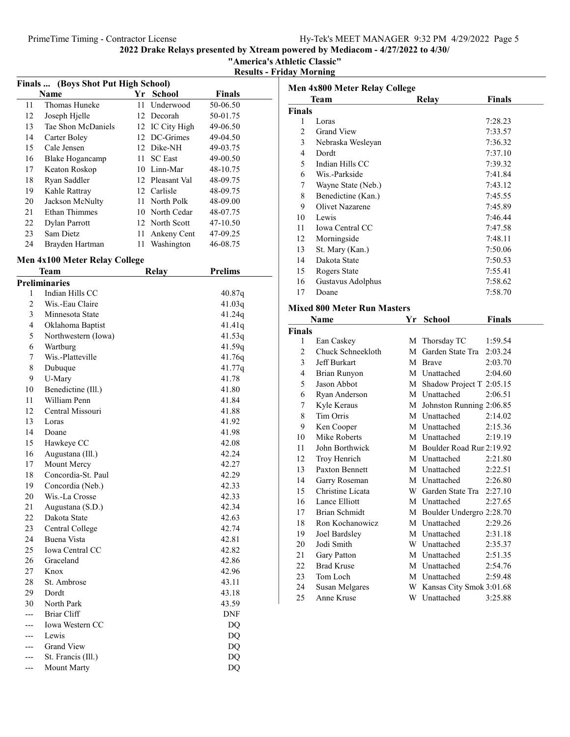## 2022 Drake Relays presented by Xtream powered by Mediacom - 4/27/2022 to 4/30/

**"America's Athletic Classic"**

**Results - Friday Morning**

### Finals ... (Boys Shot Put High School)

| | Name | Yr | School | Finals |
|---|---|---|---|---|
| 11 | Thomas Huneke | 11 | Underwood | 50-06.50 |
| 12 | Joseph Hjelle | 12 | Decorah | 50-01.75 |
| 13 | Tae Shon McDaniels | 12 | IC City High | 49-06.50 |
| 14 | Carter Boley | 12 | DC-Grimes | 49-04.50 |
| 15 | Cale Jensen | 12 | Dike-NH | 49-03.75 |
| 16 | Blake Hogancamp | 11 | SC East | 49-00.50 |
| 17 | Keaton Roskop | 10 | Linn-Mar | 48-10.75 |
| 18 | Ryan Saddler | 12 | Pleasant Val | 48-09.75 |
| 19 | Kahle Rattray | 12 | Carlisle | 48-09.75 |
| 20 | Jackson McNulty | 11 | North Polk | 48-09.00 |
| 21 | Ethan Thimmes | 10 | North Cedar | 48-07.75 |
| 22 | Dylan Parrott | 12 | North Scott | 47-10.50 |
| 23 | Sam Dietz | 11 | Ankeny Cent | 47-09.25 |
| 24 | Brayden Hartman | 11 | Washington | 46-08.75 |

### Men 4x100 Meter Relay College

| | Team | Relay | Prelims |
|---|---|---|---|
| **Preliminaries** | | | |
| 1 | Indian Hills CC | | 40.87q |
| 2 | Wis.-Eau Claire | | 41.03q |
| 3 | Minnesota State | | 41.24q |
| 4 | Oklahoma Baptist | | 41.41q |
| 5 | Northwestern (Iowa) | | 41.53q |
| 6 | Wartburg | | 41.59q |
| 7 | Wis.-Platteville | | 41.76q |
| 8 | Dubuque | | 41.77q |
| 9 | U-Mary | | 41.78 |
| 10 | Benedictine (Ill.) | | 41.80 |
| 11 | William Penn | | 41.84 |
| 12 | Central Missouri | | 41.88 |
| 13 | Loras | | 41.92 |
| 14 | Doane | | 41.98 |
| 15 | Hawkeye CC | | 42.08 |
| 16 | Augustana (Ill.) | | 42.24 |
| 17 | Mount Mercy | | 42.27 |
| 18 | Concordia-St. Paul | | 42.29 |
| 19 | Concordia (Neb.) | | 42.33 |
| 20 | Wis.-La Crosse | | 42.33 |
| 21 | Augustana (S.D.) | | 42.34 |
| 22 | Dakota State | | 42.63 |
| 23 | Central College | | 42.74 |
| 24 | Buena Vista | | 42.81 |
| 25 | Iowa Central CC | | 42.82 |
| 26 | Graceland | | 42.86 |
| 27 | Knox | | 42.96 |
| 28 | St. Ambrose | | 43.11 |
| 29 | Dordt | | 43.18 |
| 30 | North Park | | 43.59 |
| --- | Briar Cliff | | DNF |
| --- | Iowa Western CC | | DQ |
| --- | Lewis | | DQ |
| --- | Grand View | | DQ |
| --- | St. Francis (Ill.) | | DQ |
| --- | Mount Marty | | DQ |

### Men 4x800 Meter Relay College

| | Team | Relay | Finals |
|---|---|---|---|
| **Finals** | | | |
| 1 | Loras | | 7:28.23 |
| 2 | Grand View | | 7:33.57 |
| 3 | Nebraska Wesleyan | | 7:36.32 |
| 4 | Dordt | | 7:37.10 |
| 5 | Indian Hills CC | | 7:39.32 |
| 6 | Wis.-Parkside | | 7:41.84 |
| 7 | Wayne State (Neb.) | | 7:43.12 |
| 8 | Benedictine (Kan.) | | 7:45.55 |
| 9 | Olivet Nazarene | | 7:45.89 |
| 10 | Lewis | | 7:46.44 |
| 11 | Iowa Central CC | | 7:47.58 |
| 12 | Morningside | | 7:48.11 |
| 13 | St. Mary (Kan.) | | 7:50.06 |
| 14 | Dakota State | | 7:50.53 |
| 15 | Rogers State | | 7:55.41 |
| 16 | Gustavus Adolphus | | 7:58.62 |
| 17 | Doane | | 7:58.70 |

### Mixed 800 Meter Run Masters

| | Name | Yr | School | Finals |
|---|---|---|---|---|
| **Finals** | | | | |
| 1 | Ean Caskey | M | Thorsday TC | 1:59.54 |
| 2 | Chuck Schneekloth | M | Garden State Tra | 2:03.24 |
| 3 | Jeff Burkart | M | Brave | 2:03.70 |
| 4 | Brian Runyon | M | Unattached | 2:04.60 |
| 5 | Jason Abbot | M | Shadow Project T | 2:05.15 |
| 6 | Ryan Anderson | M | Unattached | 2:06.51 |
| 7 | Kyle Keraus | M | Johnston Running | 2:06.85 |
| 8 | Tim Orris | M | Unattached | 2:14.02 |
| 9 | Ken Cooper | M | Unattached | 2:15.36 |
| 10 | Mike Roberts | M | Unattached | 2:19.19 |
| 11 | John Borthwick | M | Boulder Road Rur | 2:19.92 |
| 12 | Troy Henrich | M | Unattached | 2:21.80 |
| 13 | Paxton Bennett | M | Unattached | 2:22.51 |
| 14 | Garry Roseman | M | Unattached | 2:26.80 |
| 15 | Christine Licata | W | Garden State Tra | 2:27.10 |
| 16 | Lance Elliott | M | Unattached | 2:27.65 |
| 17 | Brian Schmidt | M | Boulder Undergro | 2:28.70 |
| 18 | Ron Kochanowicz | M | Unattached | 2:29.26 |
| 19 | Joel Bardsley | M | Unattached | 2:31.18 |
| 20 | Jodi Smith | W | Unattached | 2:35.37 |
| 21 | Gary Patton | M | Unattached | 2:51.35 |
| 22 | Brad Kruse | M | Unattached | 2:54.76 |
| 23 | Tom Loch | M | Unattached | 2:59.48 |
| 24 | Susan Melgares | W | Kansas City Smok | 3:01.68 |
| 25 | Anne Kruse | W | Unattached | 3:25.88 |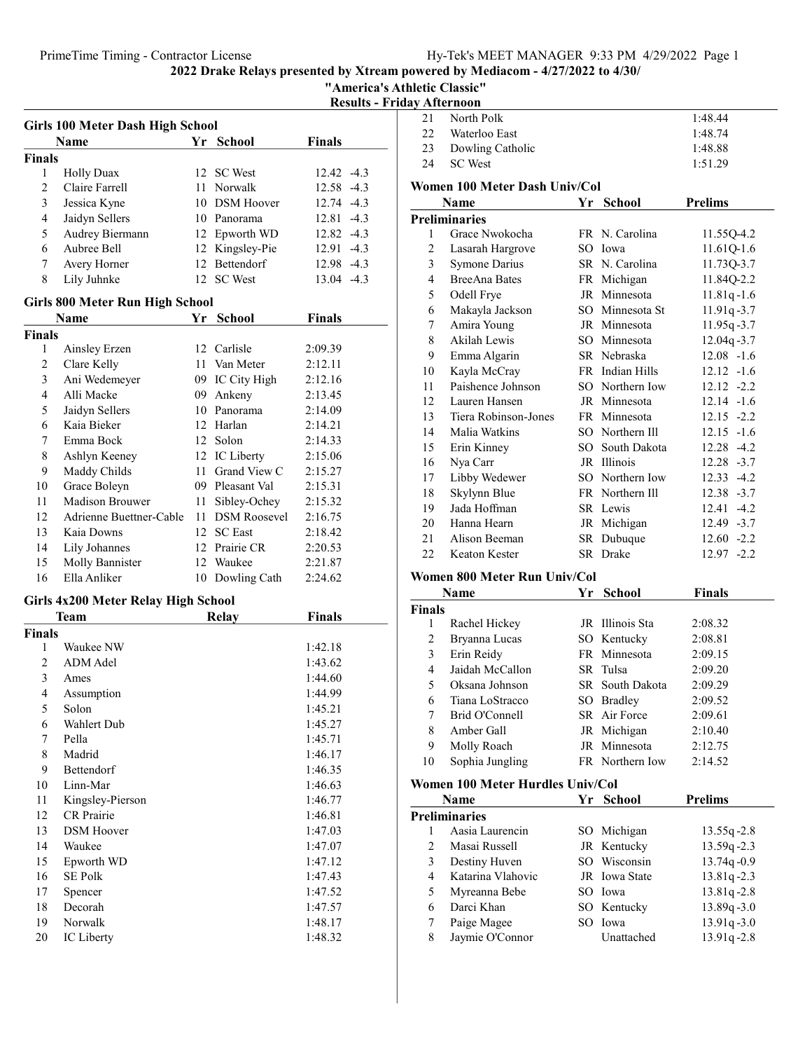# 2022 Drake Relays presented by Xtream powered by Mediacom - 4/27/2022 to 4/30/

## "America's Athletic Classic"

### Results - Friday Afternoon

#### Girls 100 Meter Dash High School

| | Name | Yr | School | Finals | |
|---|---|---|---|---|---|
| **Finals** | | | | | |
| 1 | Holly Duax | 12 | SC West | 12.42 | -4.3 |
| 2 | Claire Farrell | 11 | Norwalk | 12.58 | -4.3 |
| 3 | Jessica Kyne | 10 | DSM Hoover | 12.74 | -4.3 |
| 4 | Jaidyn Sellers | 10 | Panorama | 12.81 | -4.3 |
| 5 | Audrey Biermann | 12 | Epworth WD | 12.82 | -4.3 |
| 6 | Aubree Bell | 12 | Kingsley-Pie | 12.91 | -4.3 |
| 7 | Avery Horner | 12 | Bettendorf | 12.98 | -4.3 |
| 8 | Lily Juhnke | 12 | SC West | 13.04 | -4.3 |

#### Girls 800 Meter Run High School

| | Name | Yr | School | Finals |
|---|---|---|---|---|
| **Finals** | | | | |
| 1 | Ainsley Erzen | 12 | Carlisle | 2:09.39 |
| 2 | Clare Kelly | 11 | Van Meter | 2:12.11 |
| 3 | Ani Wedemeyer | 09 | IC City High | 2:12.16 |
| 4 | Alli Macke | 09 | Ankeny | 2:13.45 |
| 5 | Jaidyn Sellers | 10 | Panorama | 2:14.09 |
| 6 | Kaia Bieker | 12 | Harlan | 2:14.21 |
| 7 | Emma Bock | 12 | Solon | 2:14.33 |
| 8 | Ashlyn Keeney | 12 | IC Liberty | 2:15.06 |
| 9 | Maddy Childs | 11 | Grand View C | 2:15.27 |
| 10 | Grace Boleyn | 09 | Pleasant Val | 2:15.31 |
| 11 | Madison Brouwer | 11 | Sibley-Ochey | 2:15.32 |
| 12 | Adrienne Buettner-Cable | 11 | DSM Roosevel | 2:16.75 |
| 13 | Kaia Downs | 12 | SC East | 2:18.42 |
| 14 | Lily Johannes | 12 | Prairie CR | 2:20.53 |
| 15 | Molly Bannister | 12 | Waukee | 2:21.87 |
| 16 | Ella Anliker | 10 | Dowling Cath | 2:24.62 |

#### Girls 4x200 Meter Relay High School

| | Team | Relay | Finals |
|---|---|---|---|
| **Finals** | | | |
| 1 | Waukee NW | | 1:42.18 |
| 2 | ADM Adel | | 1:43.62 |
| 3 | Ames | | 1:44.60 |
| 4 | Assumption | | 1:44.99 |
| 5 | Solon | | 1:45.21 |
| 6 | Wahlert Dub | | 1:45.27 |
| 7 | Pella | | 1:45.71 |
| 8 | Madrid | | 1:46.17 |
| 9 | Bettendorf | | 1:46.35 |
| 10 | Linn-Mar | | 1:46.63 |
| 11 | Kingsley-Pierson | | 1:46.77 |
| 12 | CR Prairie | | 1:46.81 |
| 13 | DSM Hoover | | 1:47.03 |
| 14 | Waukee | | 1:47.07 |
| 15 | Epworth WD | | 1:47.12 |
| 16 | SE Polk | | 1:47.43 |
| 17 | Spencer | | 1:47.52 |
| 18 | Decorah | | 1:47.57 |
| 19 | Norwalk | | 1:48.17 |
| 20 | IC Liberty | | 1:48.32 |
| 21 | North Polk | | 1:48.44 |
| 22 | Waterloo East | | 1:48.74 |
| 23 | Dowling Catholic | | 1:48.88 |
| 24 | SC West | | 1:51.29 |

#### Women 100 Meter Dash Univ/Col

| | Name | Yr | School | Prelims | |
|---|---|---|---|---|---|
| **Preliminaries** | | | | | |
| 1 | Grace Nwokocha | FR | N. Carolina | 11.55Q | -4.2 |
| 2 | Lasarah Hargrove | SO | Iowa | 11.61Q | -1.6 |
| 3 | Symone Darius | SR | N. Carolina | 11.73Q | -3.7 |
| 4 | BreeAna Bates | FR | Michigan | 11.84Q | -2.2 |
| 5 | Odell Frye | JR | Minnesota | 11.81q | -1.6 |
| 6 | Makayla Jackson | SO | Minnesota St | 11.91q | -3.7 |
| 7 | Amira Young | JR | Minnesota | 11.95q | -3.7 |
| 8 | Akilah Lewis | SO | Minnesota | 12.04q | -3.7 |
| 9 | Emma Algarin | SR | Nebraska | 12.08 | -1.6 |
| 10 | Kayla McCray | FR | Indian Hills | 12.12 | -1.6 |
| 11 | Paishence Johnson | SO | Northern Iow | 12.12 | -2.2 |
| 12 | Lauren Hansen | JR | Minnesota | 12.14 | -1.6 |
| 13 | Tiera Robinson-Jones | FR | Minnesota | 12.15 | -2.2 |
| 14 | Malia Watkins | SO | Northern Ill | 12.15 | -1.6 |
| 15 | Erin Kinney | SO | South Dakota | 12.28 | -4.2 |
| 16 | Nya Carr | JR | Illinois | 12.28 | -3.7 |
| 17 | Libby Wedewer | SO | Northern Iow | 12.33 | -4.2 |
| 18 | Skylynn Blue | FR | Northern Ill | 12.38 | -3.7 |
| 19 | Jada Hoffman | SR | Lewis | 12.41 | -4.2 |
| 20 | Hanna Hearn | JR | Michigan | 12.49 | -3.7 |
| 21 | Alison Beeman | SR | Dubuque | 12.60 | -2.2 |
| 22 | Keaton Kester | SR | Drake | 12.97 | -2.2 |

#### Women 800 Meter Run Univ/Col

| | Name | Yr | School | Finals |
|---|---|---|---|---|
| **Finals** | | | | |
| 1 | Rachel Hickey | JR | Illinois Sta | 2:08.32 |
| 2 | Bryanna Lucas | SO | Kentucky | 2:08.81 |
| 3 | Erin Reidy | FR | Minnesota | 2:09.15 |
| 4 | Jaidah McCallon | SR | Tulsa | 2:09.20 |
| 5 | Oksana Johnson | SR | South Dakota | 2:09.29 |
| 6 | Tiana LoStracco | SO | Bradley | 2:09.52 |
| 7 | Brid O'Connell | SR | Air Force | 2:09.61 |
| 8 | Amber Gall | JR | Michigan | 2:10.40 |
| 9 | Molly Roach | JR | Minnesota | 2:12.75 |
| 10 | Sophia Jungling | FR | Northern Iow | 2:14.52 |

#### Women 100 Meter Hurdles Univ/Col

| | Name | Yr | School | Prelims | |
|---|---|---|---|---|---|
| **Preliminaries** | | | | | |
| 1 | Aasia Laurencin | SO | Michigan | 13.55q | -2.8 |
| 2 | Masai Russell | JR | Kentucky | 13.59q | -2.3 |
| 3 | Destiny Huven | SO | Wisconsin | 13.74q | -0.9 |
| 4 | Katarina Vlahovic | JR | Iowa State | 13.81q | -2.3 |
| 5 | Myreanna Bebe | SO | Iowa | 13.81q | -2.8 |
| 6 | Darci Khan | SO | Kentucky | 13.89q | -3.0 |
| 7 | Paige Magee | SO | Iowa | 13.91q | -3.0 |
| 8 | Jaymie O'Connor | | Unattached | 13.91q | -2.8 |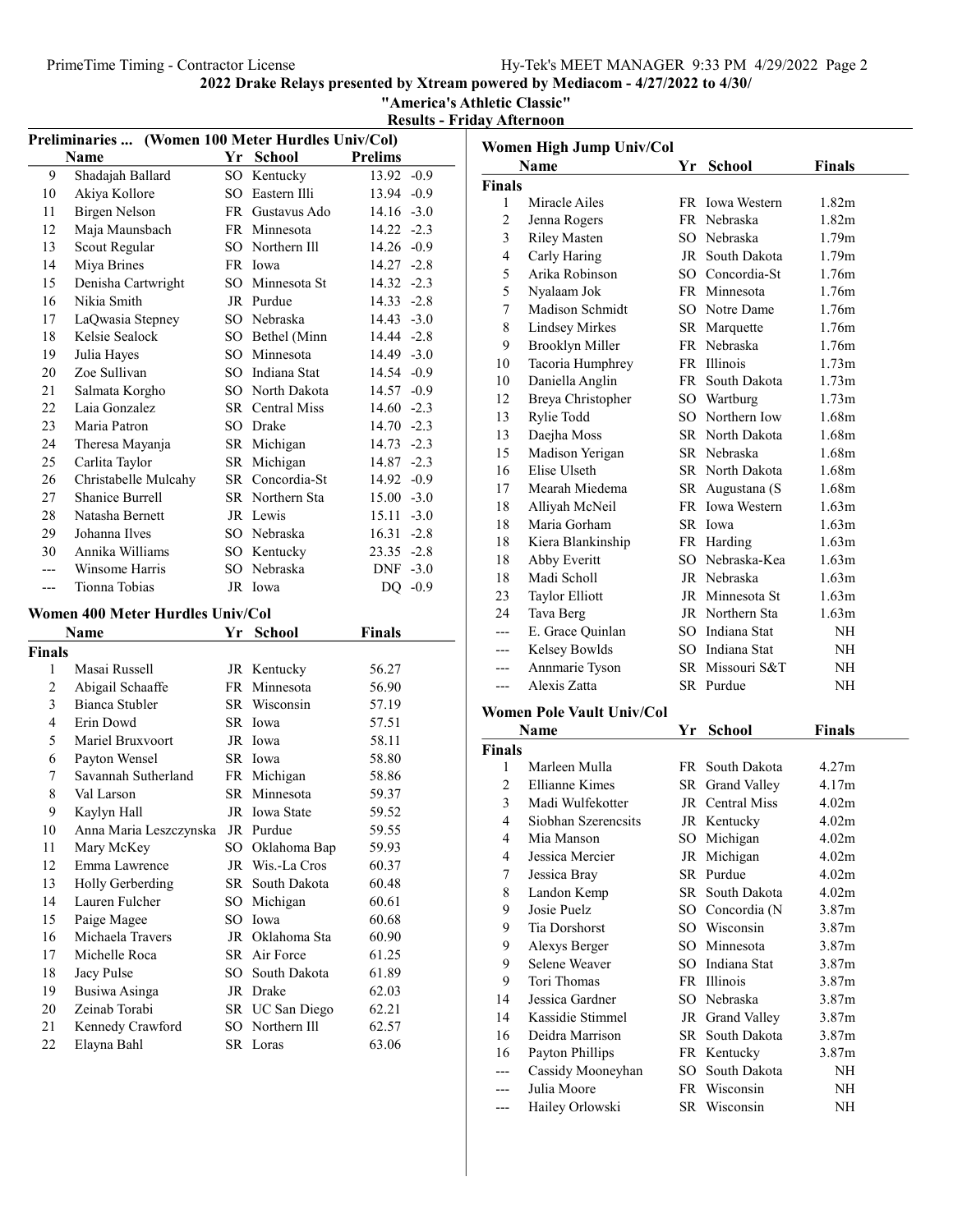# 2022 Drake Relays presented by Xtream powered by Mediacom - 4/27/2022 to 4/30/

## "America's Athletic Classic"

## Results - Friday Afternoon

### Preliminaries ... (Women 100 Meter Hurdles Univ/Col)

| | Name | Yr | School | Prelims | |
|---|---|---|---|---|---|
| 9 | Shadajah Ballard | SO | Kentucky | 13.92 | -0.9 |
| 10 | Akiya Kollore | SO | Eastern Illi | 13.94 | -0.9 |
| 11 | Birgen Nelson | FR | Gustavus Ado | 14.16 | -3.0 |
| 12 | Maja Maunsbach | FR | Minnesota | 14.22 | -2.3 |
| 13 | Scout Regular | SO | Northern Ill | 14.26 | -0.9 |
| 14 | Miya Brines | FR | Iowa | 14.27 | -2.8 |
| 15 | Denisha Cartwright | SO | Minnesota St | 14.32 | -2.3 |
| 16 | Nikia Smith | JR | Purdue | 14.33 | -2.8 |
| 17 | LaQwasia Stepney | SO | Nebraska | 14.43 | -3.0 |
| 18 | Kelsie Sealock | SO | Bethel (Minn | 14.44 | -2.8 |
| 19 | Julia Hayes | SO | Minnesota | 14.49 | -3.0 |
| 20 | Zoe Sullivan | SO | Indiana Stat | 14.54 | -0.9 |
| 21 | Salmata Korgho | SO | North Dakota | 14.57 | -0.9 |
| 22 | Laia Gonzalez | SR | Central Miss | 14.60 | -2.3 |
| 23 | Maria Patron | SO | Drake | 14.70 | -2.3 |
| 24 | Theresa Mayanja | SR | Michigan | 14.73 | -2.3 |
| 25 | Carlita Taylor | SR | Michigan | 14.87 | -2.3 |
| 26 | Christabelle Mulcahy | SR | Concordia-St | 14.92 | -0.9 |
| 27 | Shanice Burrell | SR | Northern Sta | 15.00 | -3.0 |
| 28 | Natasha Bernett | JR | Lewis | 15.11 | -3.0 |
| 29 | Johanna Ilves | SO | Nebraska | 16.31 | -2.8 |
| 30 | Annika Williams | SO | Kentucky | 23.35 | -2.8 |
| --- | Winsome Harris | SO | Nebraska | DNF | -3.0 |
| --- | Tionna Tobias | JR | Iowa | DQ | -0.9 |

### Women 400 Meter Hurdles Univ/Col

| | Name | Yr | School | Finals |
|---|---|---|---|---|
| **Finals** | | | | |
| 1 | Masai Russell | JR | Kentucky | 56.27 |
| 2 | Abigail Schaaffe | FR | Minnesota | 56.90 |
| 3 | Bianca Stubler | SR | Wisconsin | 57.19 |
| 4 | Erin Dowd | SR | Iowa | 57.51 |
| 5 | Mariel Bruxvoort | JR | Iowa | 58.11 |
| 6 | Payton Wensel | SR | Iowa | 58.80 |
| 7 | Savannah Sutherland | FR | Michigan | 58.86 |
| 8 | Val Larson | SR | Minnesota | 59.37 |
| 9 | Kaylyn Hall | JR | Iowa State | 59.52 |
| 10 | Anna Maria Leszczynska | JR | Purdue | 59.55 |
| 11 | Mary McKey | SO | Oklahoma Bap | 59.93 |
| 12 | Emma Lawrence | JR | Wis.-La Cros | 60.37 |
| 13 | Holly Gerberding | SR | South Dakota | 60.48 |
| 14 | Lauren Fulcher | SO | Michigan | 60.61 |
| 15 | Paige Magee | SO | Iowa | 60.68 |
| 16 | Michaela Travers | JR | Oklahoma Sta | 60.90 |
| 17 | Michelle Roca | SR | Air Force | 61.25 |
| 18 | Jacy Pulse | SO | South Dakota | 61.89 |
| 19 | Busiwa Asinga | JR | Drake | 62.03 |
| 20 | Zeinab Torabi | SR | UC San Diego | 62.21 |
| 21 | Kennedy Crawford | SO | Northern Ill | 62.57 |
| 22 | Elayna Bahl | SR | Loras | 63.06 |

### Women High Jump Univ/Col

| | Name | Yr | School | Finals |
|---|---|---|---|---|
| **Finals** | | | | |
| 1 | Miracle Ailes | FR | Iowa Western | 1.82m |
| 2 | Jenna Rogers | FR | Nebraska | 1.82m |
| 3 | Riley Masten | SO | Nebraska | 1.79m |
| 4 | Carly Haring | JR | South Dakota | 1.79m |
| 5 | Arika Robinson | SO | Concordia-St | 1.76m |
| 5 | Nyalaam Jok | FR | Minnesota | 1.76m |
| 7 | Madison Schmidt | SO | Notre Dame | 1.76m |
| 8 | Lindsey Mirkes | SR | Marquette | 1.76m |
| 9 | Brooklyn Miller | FR | Nebraska | 1.76m |
| 10 | Tacoria Humphrey | FR | Illinois | 1.73m |
| 10 | Daniella Anglin | FR | South Dakota | 1.73m |
| 12 | Breya Christopher | SO | Wartburg | 1.73m |
| 13 | Rylie Todd | SO | Northern Iow | 1.68m |
| 13 | Daejha Moss | SR | North Dakota | 1.68m |
| 15 | Madison Yerigan | SR | Nebraska | 1.68m |
| 16 | Elise Ulseth | SR | North Dakota | 1.68m |
| 17 | Mearah Miedema | SR | Augustana (S | 1.68m |
| 18 | Alliyah McNeil | FR | Iowa Western | 1.63m |
| 18 | Maria Gorham | SR | Iowa | 1.63m |
| 18 | Kiera Blankinship | FR | Harding | 1.63m |
| 18 | Abby Everitt | SO | Nebraska-Kea | 1.63m |
| 18 | Madi Scholl | JR | Nebraska | 1.63m |
| 23 | Taylor Elliott | JR | Minnesota St | 1.63m |
| 24 | Tava Berg | JR | Northern Sta | 1.63m |
| --- | E. Grace Quinlan | SO | Indiana Stat | NH |
| --- | Kelsey Bowlds | SO | Indiana Stat | NH |
| --- | Annmarie Tyson | SR | Missouri S&T | NH |
| --- | Alexis Zatta | SR | Purdue | NH |

### Women Pole Vault Univ/Col

| | Name | Yr | School | Finals |
|---|---|---|---|---|
| **Finals** | | | | |
| 1 | Marleen Mulla | FR | South Dakota | 4.27m |
| 2 | Ellianne Kimes | SR | Grand Valley | 4.17m |
| 3 | Madi Wulfekotter | JR | Central Miss | 4.02m |
| 4 | Siobhan Szerencsits | JR | Kentucky | 4.02m |
| 4 | Mia Manson | SO | Michigan | 4.02m |
| 4 | Jessica Mercier | JR | Michigan | 4.02m |
| 7 | Jessica Bray | SR | Purdue | 4.02m |
| 8 | Landon Kemp | SR | South Dakota | 4.02m |
| 9 | Josie Puelz | SO | Concordia (N | 3.87m |
| 9 | Tia Dorshorst | SO | Wisconsin | 3.87m |
| 9 | Alexys Berger | SO | Minnesota | 3.87m |
| 9 | Selene Weaver | SO | Indiana Stat | 3.87m |
| 9 | Tori Thomas | FR | Illinois | 3.87m |
| 14 | Jessica Gardner | SO | Nebraska | 3.87m |
| 14 | Kassidie Stimmel | JR | Grand Valley | 3.87m |
| 16 | Deidra Marrison | SR | South Dakota | 3.87m |
| 16 | Payton Phillips | FR | Kentucky | 3.87m |
| --- | Cassidy Mooneyhan | SO | South Dakota | NH |
| --- | Julia Moore | FR | Wisconsin | NH |
| --- | Hailey Orlowski | SR | Wisconsin | NH |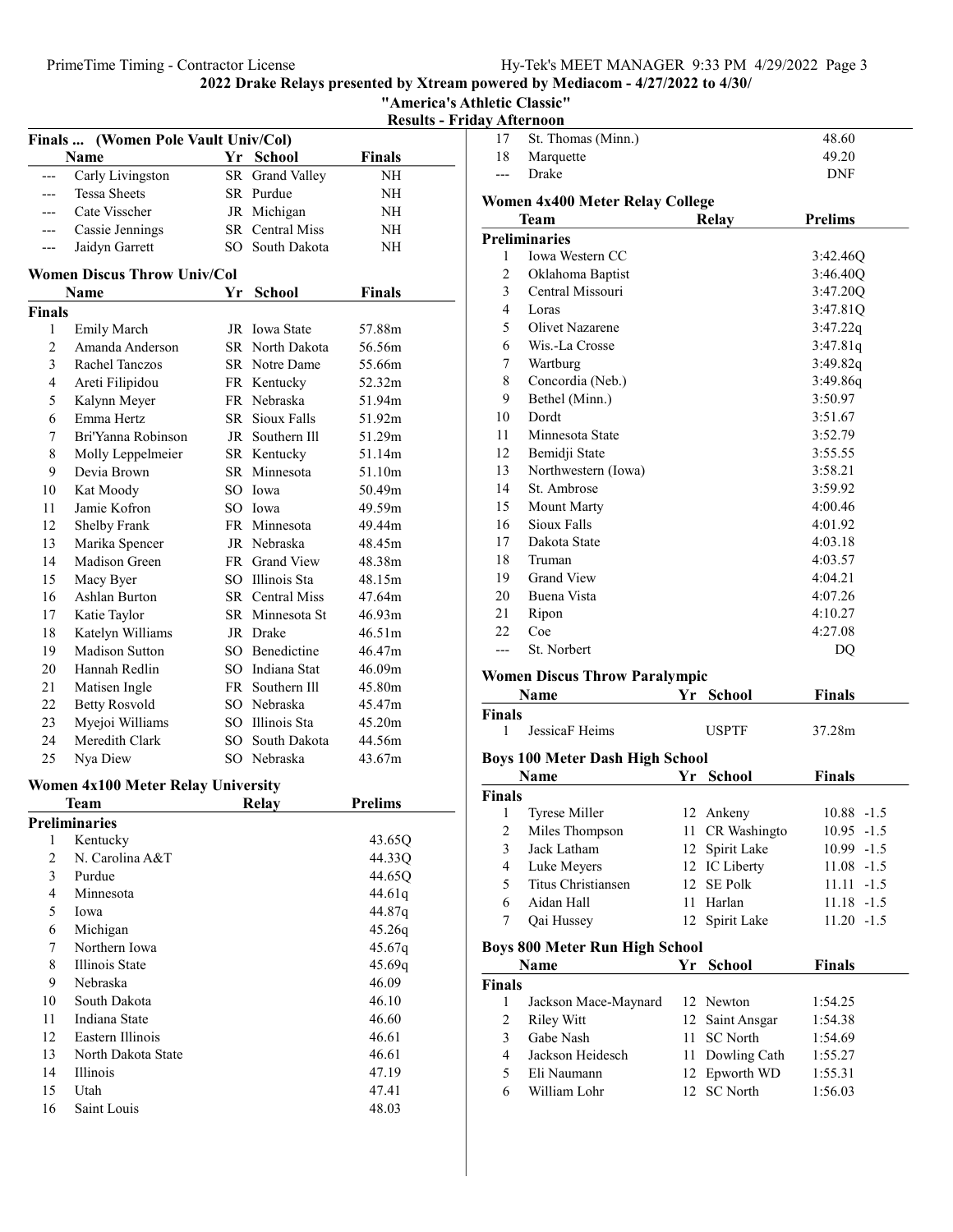2022 Drake Relays presented by Xtream powered by Mediacom - 4/27/2022 to 4/30/

"America's Athletic Classic"

Results - Friday Afternoon

### Finals ... (Women Pole Vault Univ/Col)

| | Name | Yr | School | Finals |
|---|---|---|---|---|
| --- | Carly Livingston | SR | Grand Valley | NH |
| --- | Tessa Sheets | SR | Purdue | NH |
| --- | Cate Visscher | JR | Michigan | NH |
| --- | Cassie Jennings | SR | Central Miss | NH |
| --- | Jaidyn Garrett | SO | South Dakota | NH |

### Women Discus Throw Univ/Col

| | Name | Yr | School | Finals |
|---|---|---|---|---|
| **Finals** | | | | |
| 1 | Emily March | JR | Iowa State | 57.88m |
| 2 | Amanda Anderson | SR | North Dakota | 56.56m |
| 3 | Rachel Tanczos | SR | Notre Dame | 55.66m |
| 4 | Areti Filipidou | FR | Kentucky | 52.32m |
| 5 | Kalynn Meyer | FR | Nebraska | 51.94m |
| 6 | Emma Hertz | SR | Sioux Falls | 51.92m |
| 7 | Bri'Yanna Robinson | JR | Southern Ill | 51.29m |
| 8 | Molly Leppelmeier | SR | Kentucky | 51.14m |
| 9 | Devia Brown | SR | Minnesota | 51.10m |
| 10 | Kat Moody | SO | Iowa | 50.49m |
| 11 | Jamie Kofron | SO | Iowa | 49.59m |
| 12 | Shelby Frank | FR | Minnesota | 49.44m |
| 13 | Marika Spencer | JR | Nebraska | 48.45m |
| 14 | Madison Green | FR | Grand View | 48.38m |
| 15 | Macy Byer | SO | Illinois Sta | 48.15m |
| 16 | Ashlan Burton | SR | Central Miss | 47.64m |
| 17 | Katie Taylor | SR | Minnesota St | 46.93m |
| 18 | Katelyn Williams | JR | Drake | 46.51m |
| 19 | Madison Sutton | SO | Benedictine | 46.47m |
| 20 | Hannah Redlin | SO | Indiana Stat | 46.09m |
| 21 | Matisen Ingle | FR | Southern Ill | 45.80m |
| 22 | Betty Rosvold | SO | Nebraska | 45.47m |
| 23 | Myejoi Williams | SO | Illinois Sta | 45.20m |
| 24 | Meredith Clark | SO | South Dakota | 44.56m |
| 25 | Nya Diew | SO | Nebraska | 43.67m |

### Women 4x100 Meter Relay University

| | Team | Relay | Prelims |
|---|---|---|---|
| **Preliminaries** | | | |
| 1 | Kentucky | | 43.65Q |
| 2 | N. Carolina A&T | | 44.33Q |
| 3 | Purdue | | 44.65Q |
| 4 | Minnesota | | 44.61q |
| 5 | Iowa | | 44.87q |
| 6 | Michigan | | 45.26q |
| 7 | Northern Iowa | | 45.67q |
| 8 | Illinois State | | 45.69q |
| 9 | Nebraska | | 46.09 |
| 10 | South Dakota | | 46.10 |
| 11 | Indiana State | | 46.60 |
| 12 | Eastern Illinois | | 46.61 |
| 13 | North Dakota State | | 46.61 |
| 14 | Illinois | | 47.19 |
| 15 | Utah | | 47.41 |
| 16 | Saint Louis | | 48.03 |
| 17 | St. Thomas (Minn.) | | 48.60 |
| 18 | Marquette | | 49.20 |
| --- | Drake | | DNF |

### Women 4x400 Meter Relay College

| | Team | Relay | Prelims |
|---|---|---|---|
| **Preliminaries** | | | |
| 1 | Iowa Western CC | | 3:42.46Q |
| 2 | Oklahoma Baptist | | 3:46.40Q |
| 3 | Central Missouri | | 3:47.20Q |
| 4 | Loras | | 3:47.81Q |
| 5 | Olivet Nazarene | | 3:47.22q |
| 6 | Wis.-La Crosse | | 3:47.81q |
| 7 | Wartburg | | 3:49.82q |
| 8 | Concordia (Neb.) | | 3:49.86q |
| 9 | Bethel (Minn.) | | 3:50.97 |
| 10 | Dordt | | 3:51.67 |
| 11 | Minnesota State | | 3:52.79 |
| 12 | Bemidji State | | 3:55.55 |
| 13 | Northwestern (Iowa) | | 3:58.21 |
| 14 | St. Ambrose | | 3:59.92 |
| 15 | Mount Marty | | 4:00.46 |
| 16 | Sioux Falls | | 4:01.92 |
| 17 | Dakota State | | 4:03.18 |
| 18 | Truman | | 4:03.57 |
| 19 | Grand View | | 4:04.21 |
| 20 | Buena Vista | | 4:07.26 |
| 21 | Ripon | | 4:10.27 |
| 22 | Coe | | 4:27.08 |
| --- | St. Norbert | | DQ |

### Women Discus Throw Paralympic

| | Name | Yr | School | Finals |
|---|---|---|---|---|
| **Finals** | | | | |
| 1 | JessicaF Heims | | USPTF | 37.28m |

### Boys 100 Meter Dash High School

| | Name | Yr | School | Finals | |
|---|---|---|---|---|---|
| **Finals** | | | | | |
| 1 | Tyrese Miller | 12 | Ankeny | 10.88 | -1.5 |
| 2 | Miles Thompson | 11 | CR Washingto | 10.95 | -1.5 |
| 3 | Jack Latham | 12 | Spirit Lake | 10.99 | -1.5 |
| 4 | Luke Meyers | 12 | IC Liberty | 11.08 | -1.5 |
| 5 | Titus Christiansen | 12 | SE Polk | 11.11 | -1.5 |
| 6 | Aidan Hall | 11 | Harlan | 11.18 | -1.5 |
| 7 | Qai Hussey | 12 | Spirit Lake | 11.20 | -1.5 |

### Boys 800 Meter Run High School

| | Name | Yr | School | Finals |
|---|---|---|---|---|
| **Finals** | | | | |
| 1 | Jackson Mace-Maynard | 12 | Newton | 1:54.25 |
| 2 | Riley Witt | 12 | Saint Ansgar | 1:54.38 |
| 3 | Gabe Nash | 11 | SC North | 1:54.69 |
| 4 | Jackson Heidesch | 11 | Dowling Cath | 1:55.27 |
| 5 | Eli Naumann | 12 | Epworth WD | 1:55.31 |
| 6 | William Lohr | 12 | SC North | 1:56.03 |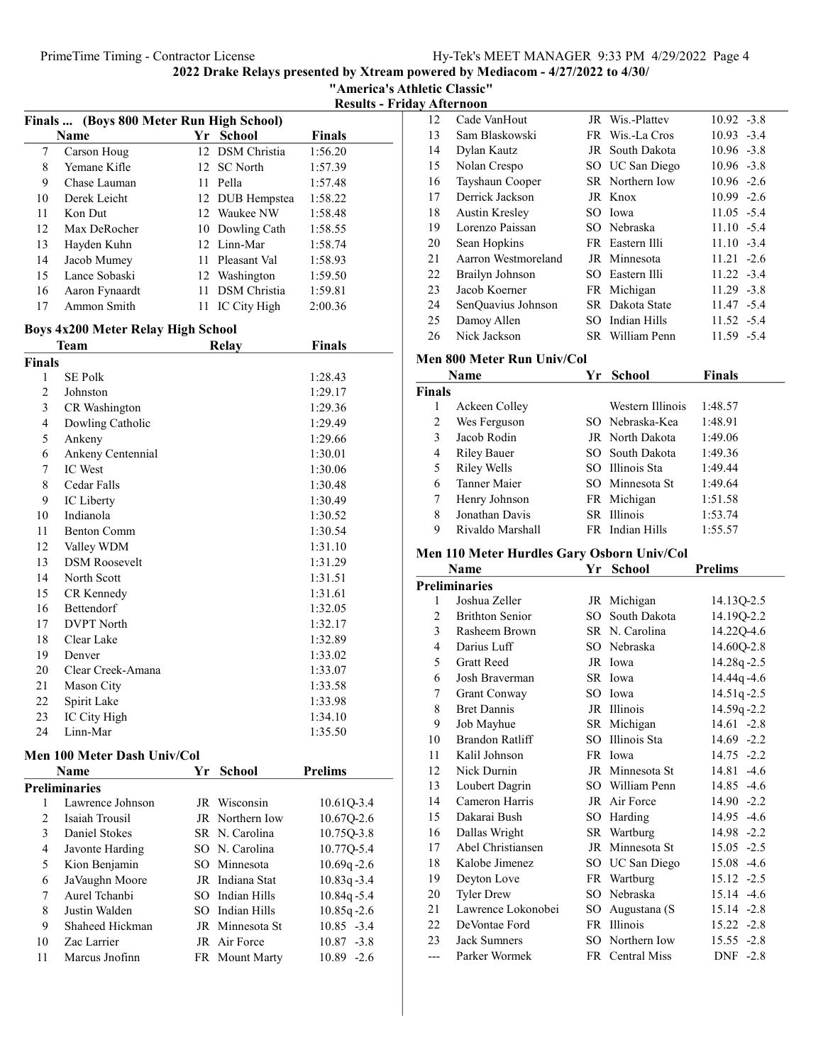## 2022 Drake Relays presented by Xtream powered by Mediacom - 4/27/2022 to 4/30/

## "America's Athletic Classic"

## Results - Friday Afternoon

### Finals ... (Boys 800 Meter Run High School)

| | Name | Yr | School | Finals |
|---|---|---|---|---|
| 7 | Carson Houg | 12 | DSM Christia | 1:56.20 |
| 8 | Yemane Kifle | 12 | SC North | 1:57.39 |
| 9 | Chase Lauman | 11 | Pella | 1:57.48 |
| 10 | Derek Leicht | 12 | DUB Hempstea | 1:58.22 |
| 11 | Kon Dut | 12 | Waukee NW | 1:58.48 |
| 12 | Max DeRocher | 10 | Dowling Cath | 1:58.55 |
| 13 | Hayden Kuhn | 12 | Linn-Mar | 1:58.74 |
| 14 | Jacob Mumey | 11 | Pleasant Val | 1:58.93 |
| 15 | Lance Sobaski | 12 | Washington | 1:59.50 |
| 16 | Aaron Fynaardt | 11 | DSM Christia | 1:59.81 |
| 17 | Ammon Smith | 11 | IC City High | 2:00.36 |

### Boys 4x200 Meter Relay High School

| | Team | Relay | Finals |
|---|---|---|---|
| **Finals** | | | |
| 1 | SE Polk | | 1:28.43 |
| 2 | Johnston | | 1:29.17 |
| 3 | CR Washington | | 1:29.36 |
| 4 | Dowling Catholic | | 1:29.49 |
| 5 | Ankeny | | 1:29.66 |
| 6 | Ankeny Centennial | | 1:30.01 |
| 7 | IC West | | 1:30.06 |
| 8 | Cedar Falls | | 1:30.48 |
| 9 | IC Liberty | | 1:30.49 |
| 10 | Indianola | | 1:30.52 |
| 11 | Benton Comm | | 1:30.54 |
| 12 | Valley WDM | | 1:31.10 |
| 13 | DSM Roosevelt | | 1:31.29 |
| 14 | North Scott | | 1:31.51 |
| 15 | CR Kennedy | | 1:31.61 |
| 16 | Bettendorf | | 1:32.05 |
| 17 | DVPT North | | 1:32.17 |
| 18 | Clear Lake | | 1:32.89 |
| 19 | Denver | | 1:33.02 |
| 20 | Clear Creek-Amana | | 1:33.07 |
| 21 | Mason City | | 1:33.58 |
| 22 | Spirit Lake | | 1:33.98 |
| 23 | IC City High | | 1:34.10 |
| 24 | Linn-Mar | | 1:35.50 |

### Men 100 Meter Dash Univ/Col

| | Name | Yr | School | Prelims |
|---|---|---|---|---|
| **Preliminaries** | | | | |
| 1 | Lawrence Johnson | JR | Wisconsin | 10.61Q-3.4 |
| 2 | Isaiah Trousil | JR | Northern Iow | 10.67Q-2.6 |
| 3 | Daniel Stokes | SR | N. Carolina | 10.75Q-3.8 |
| 4 | Javonte Harding | SO | N. Carolina | 10.77Q-5.4 |
| 5 | Kion Benjamin | SO | Minnesota | 10.69q -2.6 |
| 6 | JaVaughn Moore | JR | Indiana Stat | 10.83q -3.4 |
| 7 | Aurel Tchanbi | SO | Indian Hills | 10.84q -5.4 |
| 8 | Justin Walden | SO | Indian Hills | 10.85q -2.6 |
| 9 | Shaheed Hickman | JR | Minnesota St | 10.85 -3.4 |
| 10 | Zac Larrier | JR | Air Force | 10.87 -3.8 |
| 11 | Marcus Jnofinn | FR | Mount Marty | 10.89 -2.6 |
| 12 | Cade VanHout | JR | Wis.-Plattev | 10.92 -3.8 |
| 13 | Sam Blaskowski | FR | Wis.-La Cros | 10.93 -3.4 |
| 14 | Dylan Kautz | JR | South Dakota | 10.96 -3.8 |
| 15 | Nolan Crespo | SO | UC San Diego | 10.96 -3.8 |
| 16 | Tayshaun Cooper | SR | Northern Iow | 10.96 -2.6 |
| 17 | Derrick Jackson | JR | Knox | 10.99 -2.6 |
| 18 | Austin Kresley | SO | Iowa | 11.05 -5.4 |
| 19 | Lorenzo Paissan | SO | Nebraska | 11.10 -5.4 |
| 20 | Sean Hopkins | FR | Eastern Illi | 11.10 -3.4 |
| 21 | Aarron Westmoreland | JR | Minnesota | 11.21 -2.6 |
| 22 | Brailyn Johnson | SO | Eastern Illi | 11.22 -3.4 |
| 23 | Jacob Koerner | FR | Michigan | 11.29 -3.8 |
| 24 | SenQuavius Johnson | SR | Dakota State | 11.47 -5.4 |
| 25 | Damoy Allen | SO | Indian Hills | 11.52 -5.4 |
| 26 | Nick Jackson | SR | William Penn | 11.59 -5.4 |

### Men 800 Meter Run Univ/Col

| | Name | Yr | School | Finals |
|---|---|---|---|---|
| **Finals** | | | | |
| 1 | Ackeen Colley | | Western Illinois | 1:48.57 |
| 2 | Wes Ferguson | SO | Nebraska-Kea | 1:48.91 |
| 3 | Jacob Rodin | JR | North Dakota | 1:49.06 |
| 4 | Riley Bauer | SO | South Dakota | 1:49.36 |
| 5 | Riley Wells | SO | Illinois Sta | 1:49.44 |
| 6 | Tanner Maier | SO | Minnesota St | 1:49.64 |
| 7 | Henry Johnson | FR | Michigan | 1:51.58 |
| 8 | Jonathan Davis | SR | Illinois | 1:53.74 |
| 9 | Rivaldo Marshall | FR | Indian Hills | 1:55.57 |

### Men 110 Meter Hurdles Gary Osborn Univ/Col

| | Name | Yr | School | Prelims |
|---|---|---|---|---|
| **Preliminaries** | | | | |
| 1 | Joshua Zeller | JR | Michigan | 14.13Q-2.5 |
| 2 | Brithton Senior | SO | South Dakota | 14.19Q-2.2 |
| 3 | Rasheem Brown | SR | N. Carolina | 14.22Q-4.6 |
| 4 | Darius Luff | SO | Nebraska | 14.60Q-2.8 |
| 5 | Gratt Reed | JR | Iowa | 14.28q -2.5 |
| 6 | Josh Braverman | SR | Iowa | 14.44q -4.6 |
| 7 | Grant Conway | SO | Iowa | 14.51q -2.5 |
| 8 | Bret Dannis | JR | Illinois | 14.59q -2.2 |
| 9 | Job Mayhue | SR | Michigan | 14.61 -2.8 |
| 10 | Brandon Ratliff | SO | Illinois Sta | 14.69 -2.2 |
| 11 | Kalil Johnson | FR | Iowa | 14.75 -2.2 |
| 12 | Nick Durnin | JR | Minnesota St | 14.81 -4.6 |
| 13 | Loubert Dagrin | SO | William Penn | 14.85 -4.6 |
| 14 | Cameron Harris | JR | Air Force | 14.90 -2.2 |
| 15 | Dakarai Bush | SO | Harding | 14.95 -4.6 |
| 16 | Dallas Wright | SR | Wartburg | 14.98 -2.2 |
| 17 | Abel Christiansen | JR | Minnesota St | 15.05 -2.5 |
| 18 | Kalobe Jimenez | SO | UC San Diego | 15.08 -4.6 |
| 19 | Deyton Love | FR | Wartburg | 15.12 -2.5 |
| 20 | Tyler Drew | SO | Nebraska | 15.14 -4.6 |
| 21 | Lawrence Lokonobei | SO | Augustana (S | 15.14 -2.8 |
| 22 | DeVontae Ford | FR | Illinois | 15.22 -2.8 |
| 23 | Jack Sumners | SO | Northern Iow | 15.55 -2.8 |
| --- | Parker Wormek | FR | Central Miss | DNF -2.8 |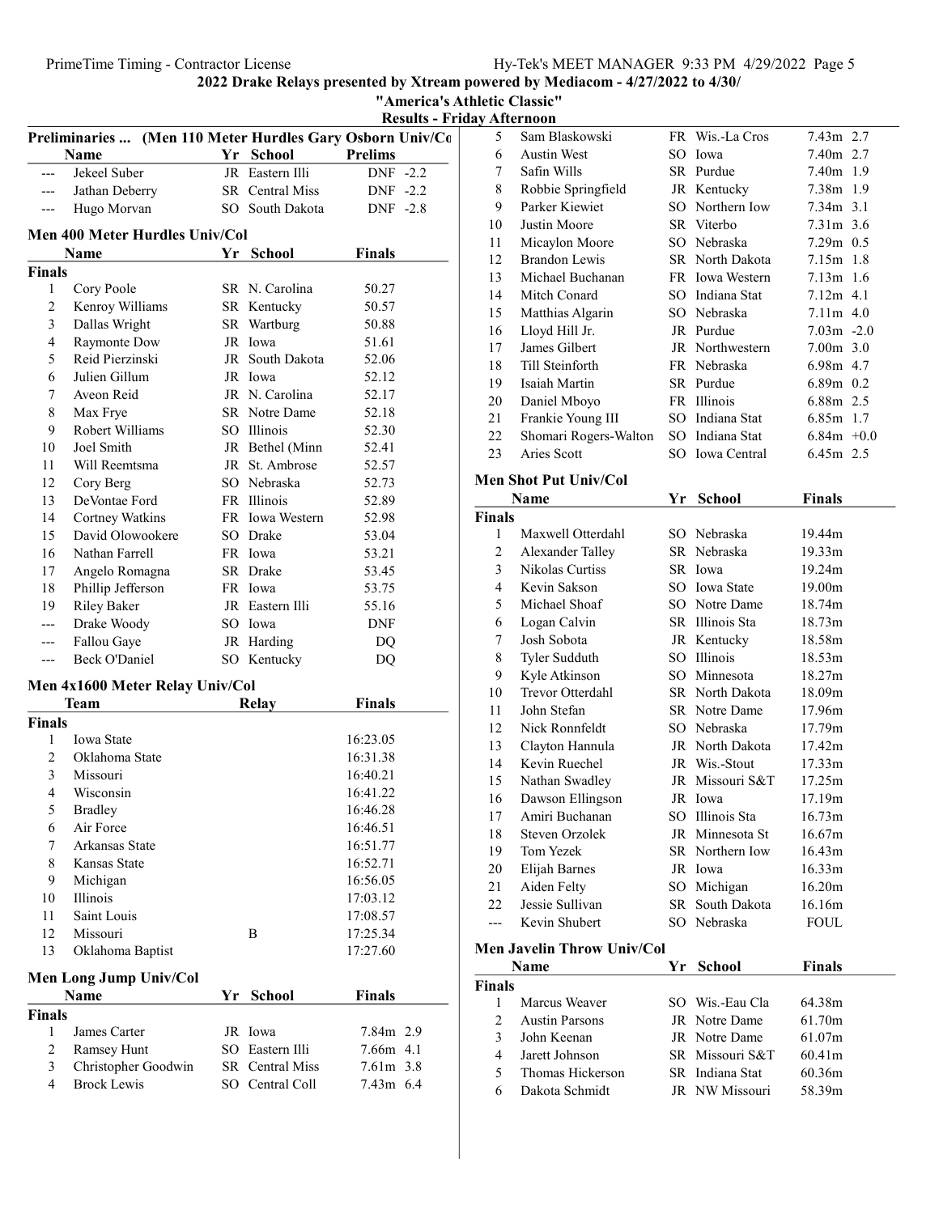## 2022 Drake Relays presented by Xtream powered by Mediacom - 4/27/2022 to 4/30/

### "America's Athletic Classic"

### Results - Friday Afternoon

**Preliminaries ... (Men 110 Meter Hurdles Gary Osborn Univ/Co**

| | Name | Yr | School | Prelims | |
|---|---|---|---|---|---|
| --- | Jekeel Suber | JR | Eastern Illi | DNF | -2.2 |
| --- | Jathan Deberry | SR | Central Miss | DNF | -2.2 |
| --- | Hugo Morvan | SO | South Dakota | DNF | -2.8 |

### Men 400 Meter Hurdles Univ/Col

| | Name | Yr | School | Finals |
|---|---|---|---|---|
| **Finals** | | | | |
| 1 | Cory Poole | SR | N. Carolina | 50.27 |
| 2 | Kenroy Williams | SR | Kentucky | 50.57 |
| 3 | Dallas Wright | SR | Wartburg | 50.88 |
| 4 | Raymonte Dow | JR | Iowa | 51.61 |
| 5 | Reid Pierzinski | JR | South Dakota | 52.06 |
| 6 | Julien Gillum | JR | Iowa | 52.12 |
| 7 | Aveon Reid | JR | N. Carolina | 52.17 |
| 8 | Max Frye | SR | Notre Dame | 52.18 |
| 9 | Robert Williams | SO | Illinois | 52.30 |
| 10 | Joel Smith | JR | Bethel (Minn | 52.41 |
| 11 | Will Reemtsma | JR | St. Ambrose | 52.57 |
| 12 | Cory Berg | SO | Nebraska | 52.73 |
| 13 | DeVontae Ford | FR | Illinois | 52.89 |
| 14 | Cortney Watkins | FR | Iowa Western | 52.98 |
| 15 | David Olowookere | SO | Drake | 53.04 |
| 16 | Nathan Farrell | FR | Iowa | 53.21 |
| 17 | Angelo Romagna | SR | Drake | 53.45 |
| 18 | Phillip Jefferson | FR | Iowa | 53.75 |
| 19 | Riley Baker | JR | Eastern Illi | 55.16 |
| --- | Drake Woody | SO | Iowa | DNF |
| --- | Fallou Gaye | JR | Harding | DQ |
| --- | Beck O'Daniel | SO | Kentucky | DQ |

### Men 4x1600 Meter Relay Univ/Col

| | Team | Relay | Finals |
|---|---|---|---|
| **Finals** | | | |
| 1 | Iowa State | | 16:23.05 |
| 2 | Oklahoma State | | 16:31.38 |
| 3 | Missouri | | 16:40.21 |
| 4 | Wisconsin | | 16:41.22 |
| 5 | Bradley | | 16:46.28 |
| 6 | Air Force | | 16:46.51 |
| 7 | Arkansas State | | 16:51.77 |
| 8 | Kansas State | | 16:52.71 |
| 9 | Michigan | | 16:56.05 |
| 10 | Illinois | | 17:03.12 |
| 11 | Saint Louis | | 17:08.57 |
| 12 | Missouri | B | 17:25.34 |
| 13 | Oklahoma Baptist | | 17:27.60 |

### Men Long Jump Univ/Col

| | Name | Yr | School | Finals | |
|---|---|---|---|---|---|
| **Finals** | | | | | |
| 1 | James Carter | JR | Iowa | 7.84m | 2.9 |
| 2 | Ramsey Hunt | SO | Eastern Illi | 7.66m | 4.1 |
| 3 | Christopher Goodwin | SR | Central Miss | 7.61m | 3.8 |
| 4 | Brock Lewis | SO | Central Coll | 7.43m | 6.4 |
| 5 | Sam Blaskowski | FR | Wis.-La Cros | 7.43m | 2.7 |
| 6 | Austin West | SO | Iowa | 7.40m | 2.7 |
| 7 | Safin Wills | SR | Purdue | 7.40m | 1.9 |
| 8 | Robbie Springfield | JR | Kentucky | 7.38m | 1.9 |
| 9 | Parker Kiewiet | SO | Northern Iow | 7.34m | 3.1 |
| 10 | Justin Moore | SR | Viterbo | 7.31m | 3.6 |
| 11 | Micaylon Moore | SO | Nebraska | 7.29m | 0.5 |
| 12 | Brandon Lewis | SR | North Dakota | 7.15m | 1.8 |
| 13 | Michael Buchanan | FR | Iowa Western | 7.13m | 1.6 |
| 14 | Mitch Conard | SO | Indiana Stat | 7.12m | 4.1 |
| 15 | Matthias Algarin | SO | Nebraska | 7.11m | 4.0 |
| 16 | Lloyd Hill Jr. | JR | Purdue | 7.03m | -2.0 |
| 17 | James Gilbert | JR | Northwestern | 7.00m | 3.0 |
| 18 | Till Steinforth | FR | Nebraska | 6.98m | 4.7 |
| 19 | Isaiah Martin | SR | Purdue | 6.89m | 0.2 |
| 20 | Daniel Mboyo | FR | Illinois | 6.88m | 2.5 |
| 21 | Frankie Young III | SO | Indiana Stat | 6.85m | 1.7 |
| 22 | Shomari Rogers-Walton | SO | Indiana Stat | 6.84m | +0.0 |
| 23 | Aries Scott | SO | Iowa Central | 6.45m | 2.5 |

### Men Shot Put Univ/Col

| | Name | Yr | School | Finals |
|---|---|---|---|---|
| **Finals** | | | | |
| 1 | Maxwell Otterdahl | SO | Nebraska | 19.44m |
| 2 | Alexander Talley | SR | Nebraska | 19.33m |
| 3 | Nikolas Curtiss | SR | Iowa | 19.24m |
| 4 | Kevin Sakson | SO | Iowa State | 19.00m |
| 5 | Michael Shoaf | SO | Notre Dame | 18.74m |
| 6 | Logan Calvin | SR | Illinois Sta | 18.73m |
| 7 | Josh Sobota | JR | Kentucky | 18.58m |
| 8 | Tyler Sudduth | SO | Illinois | 18.53m |
| 9 | Kyle Atkinson | SO | Minnesota | 18.27m |
| 10 | Trevor Otterdahl | SR | North Dakota | 18.09m |
| 11 | John Stefan | SR | Notre Dame | 17.96m |
| 12 | Nick Ronnfeldt | SO | Nebraska | 17.79m |
| 13 | Clayton Hannula | JR | North Dakota | 17.42m |
| 14 | Kevin Ruechel | JR | Wis.-Stout | 17.33m |
| 15 | Nathan Swadley | JR | Missouri S&T | 17.25m |
| 16 | Dawson Ellingson | JR | Iowa | 17.19m |
| 17 | Amiri Buchanan | SO | Illinois Sta | 16.73m |
| 18 | Steven Orzolek | JR | Minnesota St | 16.67m |
| 19 | Tom Yezek | SR | Northern Iow | 16.43m |
| 20 | Elijah Barnes | JR | Iowa | 16.33m |
| 21 | Aiden Felty | SO | Michigan | 16.20m |
| 22 | Jessie Sullivan | SR | South Dakota | 16.16m |
| --- | Kevin Shubert | SO | Nebraska | FOUL |

### Men Javelin Throw Univ/Col

| | Name | Yr | School | Finals |
|---|---|---|---|---|
| **Finals** | | | | |
| 1 | Marcus Weaver | SO | Wis.-Eau Cla | 64.38m |
| 2 | Austin Parsons | JR | Notre Dame | 61.70m |
| 3 | John Keenan | JR | Notre Dame | 61.07m |
| 4 | Jarett Johnson | SR | Missouri S&T | 60.41m |
| 5 | Thomas Hickerson | SR | Indiana Stat | 60.36m |
| 6 | Dakota Schmidt | JR | NW Missouri | 58.39m |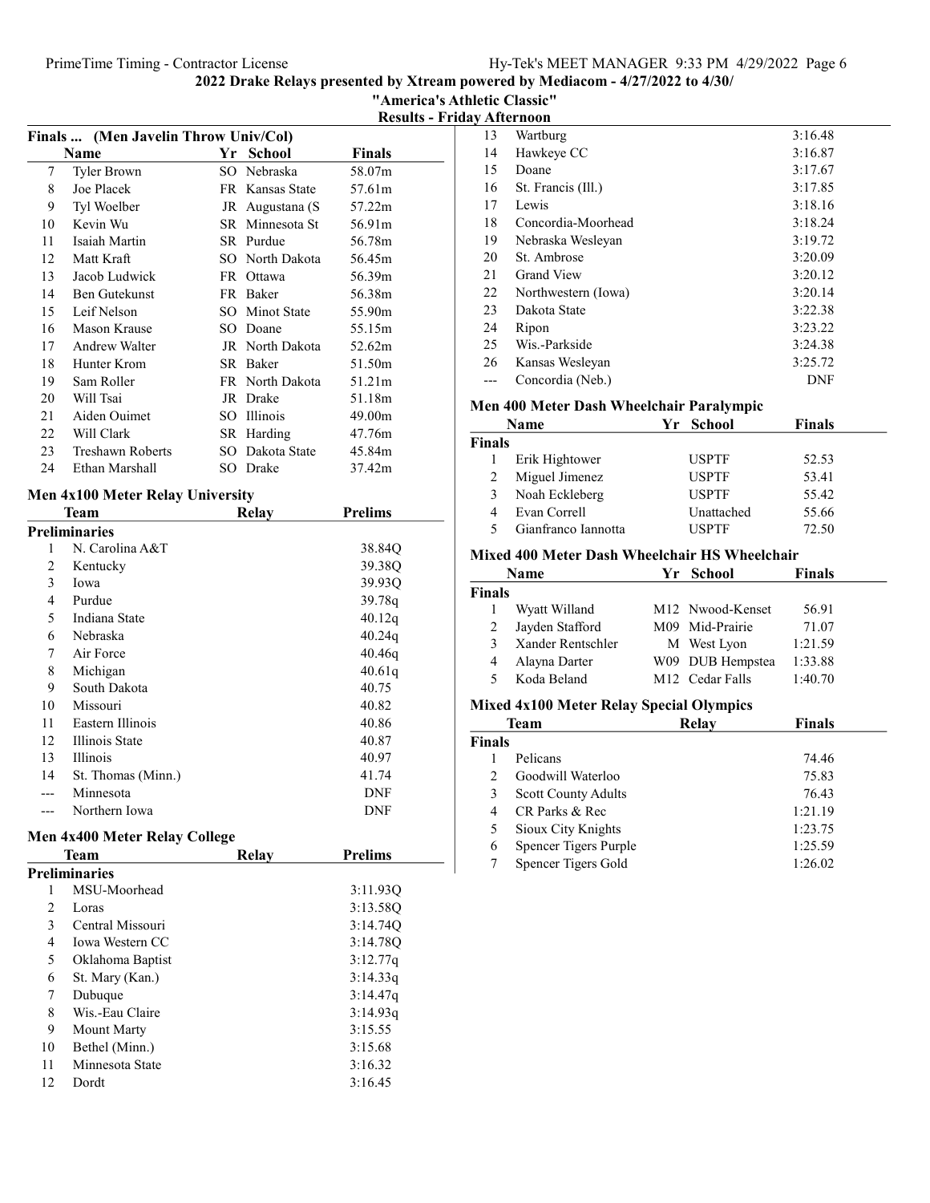## 2022 Drake Relays presented by Xtream powered by Mediacom - 4/27/2022 to 4/30/

## "America's Athletic Classic"

### Results - Friday Afternoon

### Finals ... (Men Javelin Throw Univ/Col)

| | Name | Yr | School | Finals |
|---|---|---|---|---|
| 7 | Tyler Brown | SO | Nebraska | 58.07m |
| 8 | Joe Placek | FR | Kansas State | 57.61m |
| 9 | Tyl Woelber | JR | Augustana (S | 57.22m |
| 10 | Kevin Wu | SR | Minnesota St | 56.91m |
| 11 | Isaiah Martin | SR | Purdue | 56.78m |
| 12 | Matt Kraft | SO | North Dakota | 56.45m |
| 13 | Jacob Ludwick | FR | Ottawa | 56.39m |
| 14 | Ben Gutekunst | FR | Baker | 56.38m |
| 15 | Leif Nelson | SO | Minot State | 55.90m |
| 16 | Mason Krause | SO | Doane | 55.15m |
| 17 | Andrew Walter | JR | North Dakota | 52.62m |
| 18 | Hunter Krom | SR | Baker | 51.50m |
| 19 | Sam Roller | FR | North Dakota | 51.21m |
| 20 | Will Tsai | JR | Drake | 51.18m |
| 21 | Aiden Ouimet | SO | Illinois | 49.00m |
| 22 | Will Clark | SR | Harding | 47.76m |
| 23 | Treshawn Roberts | SO | Dakota State | 45.84m |
| 24 | Ethan Marshall | SO | Drake | 37.42m |

### Men 4x100 Meter Relay University

| | Team | Relay | Prelims |
|---|---|---|---|
| **Preliminaries** | | | |
| 1 | N. Carolina A&T | | 38.84Q |
| 2 | Kentucky | | 39.38Q |
| 3 | Iowa | | 39.93Q |
| 4 | Purdue | | 39.78q |
| 5 | Indiana State | | 40.12q |
| 6 | Nebraska | | 40.24q |
| 7 | Air Force | | 40.46q |
| 8 | Michigan | | 40.61q |
| 9 | South Dakota | | 40.75 |
| 10 | Missouri | | 40.82 |
| 11 | Eastern Illinois | | 40.86 |
| 12 | Illinois State | | 40.87 |
| 13 | Illinois | | 40.97 |
| 14 | St. Thomas (Minn.) | | 41.74 |
| --- | Minnesota | | DNF |
| --- | Northern Iowa | | DNF |

### Men 4x400 Meter Relay College

| | Team | Relay | Prelims |
|---|---|---|---|
| **Preliminaries** | | | |
| 1 | MSU-Moorhead | | 3:11.93Q |
| 2 | Loras | | 3:13.58Q |
| 3 | Central Missouri | | 3:14.74Q |
| 4 | Iowa Western CC | | 3:14.78Q |
| 5 | Oklahoma Baptist | | 3:12.77q |
| 6 | St. Mary (Kan.) | | 3:14.33q |
| 7 | Dubuque | | 3:14.47q |
| 8 | Wis.-Eau Claire | | 3:14.93q |
| 9 | Mount Marty | | 3:15.55 |
| 10 | Bethel (Minn.) | | 3:15.68 |
| 11 | Minnesota State | | 3:16.32 |
| 12 | Dordt | | 3:16.45 |
| 13 | Wartburg | | 3:16.48 |
| 14 | Hawkeye CC | | 3:16.87 |
| 15 | Doane | | 3:17.67 |
| 16 | St. Francis (Ill.) | | 3:17.85 |
| 17 | Lewis | | 3:18.16 |
| 18 | Concordia-Moorhead | | 3:18.24 |
| 19 | Nebraska Wesleyan | | 3:19.72 |
| 20 | St. Ambrose | | 3:20.09 |
| 21 | Grand View | | 3:20.12 |
| 22 | Northwestern (Iowa) | | 3:20.14 |
| 23 | Dakota State | | 3:22.38 |
| 24 | Ripon | | 3:23.22 |
| 25 | Wis.-Parkside | | 3:24.38 |
| 26 | Kansas Wesleyan | | 3:25.72 |
| --- | Concordia (Neb.) | | DNF |

### Men 400 Meter Dash Wheelchair Paralympic

| | Name | Yr | School | Finals |
|---|---|---|---|---|
| **Finals** | | | | |
| 1 | Erik Hightower | | USPTF | 52.53 |
| 2 | Miguel Jimenez | | USPTF | 53.41 |
| 3 | Noah Eckleberg | | USPTF | 55.42 |
| 4 | Evan Correll | | Unattached | 55.66 |
| 5 | Gianfranco Iannotta | | USPTF | 72.50 |

### Mixed 400 Meter Dash Wheelchair HS Wheelchair

| | Name | Yr | School | Finals |
|---|---|---|---|---|
| **Finals** | | | | |
| 1 | Wyatt Willand | M12 | Nwood-Kenset | 56.91 |
| 2 | Jayden Stafford | M09 | Mid-Prairie | 71.07 |
| 3 | Xander Rentschler | M | West Lyon | 1:21.59 |
| 4 | Alayna Darter | W09 | DUB Hempstea | 1:33.88 |
| 5 | Koda Beland | M12 | Cedar Falls | 1:40.70 |

### Mixed 4x100 Meter Relay Special Olympics

| | Team | Relay | Finals |
|---|---|---|---|
| **Finals** | | | |
| 1 | Pelicans | | 74.46 |
| 2 | Goodwill Waterloo | | 75.83 |
| 3 | Scott County Adults | | 76.43 |
| 4 | CR Parks & Rec | | 1:21.19 |
| 5 | Sioux City Knights | | 1:23.75 |
| 6 | Spencer Tigers Purple | | 1:25.59 |
| 7 | Spencer Tigers Gold | | 1:26.02 |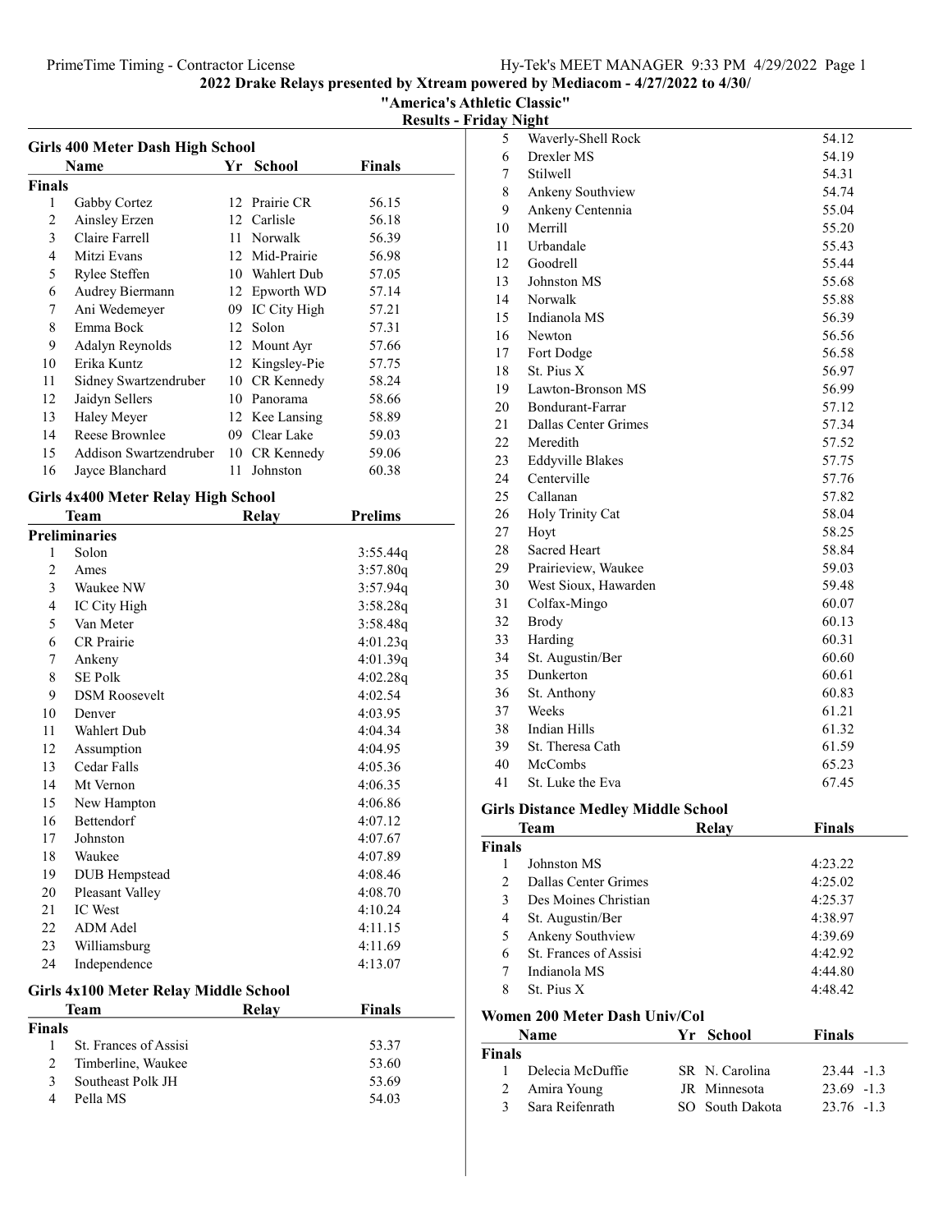2022 Drake Relays presented by Xtream powered by Mediacom - 4/27/2022 to 4/30/

"America's Athletic Classic"

Results - Friday Night

### Girls 400 Meter Dash High School

| | Name | Yr | School | Finals |
|---|---|---|---|---|
| **Finals** | | | | |
| 1 | Gabby Cortez | 12 | Prairie CR | 56.15 |
| 2 | Ainsley Erzen | 12 | Carlisle | 56.18 |
| 3 | Claire Farrell | 11 | Norwalk | 56.39 |
| 4 | Mitzi Evans | 12 | Mid-Prairie | 56.98 |
| 5 | Rylee Steffen | 10 | Wahlert Dub | 57.05 |
| 6 | Audrey Biermann | 12 | Epworth WD | 57.14 |
| 7 | Ani Wedemeyer | 09 | IC City High | 57.21 |
| 8 | Emma Bock | 12 | Solon | 57.31 |
| 9 | Adalyn Reynolds | 12 | Mount Ayr | 57.66 |
| 10 | Erika Kuntz | 12 | Kingsley-Pie | 57.75 |
| 11 | Sidney Swartzendruber | 10 | CR Kennedy | 58.24 |
| 12 | Jaidyn Sellers | 10 | Panorama | 58.66 |
| 13 | Haley Meyer | 12 | Kee Lansing | 58.89 |
| 14 | Reese Brownlee | 09 | Clear Lake | 59.03 |
| 15 | Addison Swartzendruber | 10 | CR Kennedy | 59.06 |
| 16 | Jayce Blanchard | 11 | Johnston | 60.38 |

### Girls 4x400 Meter Relay High School

| | Team | Relay | Prelims |
|---|---|---|---|
| **Preliminaries** | | | |
| 1 | Solon | | 3:55.44q |
| 2 | Ames | | 3:57.80q |
| 3 | Waukee NW | | 3:57.94q |
| 4 | IC City High | | 3:58.28q |
| 5 | Van Meter | | 3:58.48q |
| 6 | CR Prairie | | 4:01.23q |
| 7 | Ankeny | | 4:01.39q |
| 8 | SE Polk | | 4:02.28q |
| 9 | DSM Roosevelt | | 4:02.54 |
| 10 | Denver | | 4:03.95 |
| 11 | Wahlert Dub | | 4:04.34 |
| 12 | Assumption | | 4:04.95 |
| 13 | Cedar Falls | | 4:05.36 |
| 14 | Mt Vernon | | 4:06.35 |
| 15 | New Hampton | | 4:06.86 |
| 16 | Bettendorf | | 4:07.12 |
| 17 | Johnston | | 4:07.67 |
| 18 | Waukee | | 4:07.89 |
| 19 | DUB Hempstead | | 4:08.46 |
| 20 | Pleasant Valley | | 4:08.70 |
| 21 | IC West | | 4:10.24 |
| 22 | ADM Adel | | 4:11.15 |
| 23 | Williamsburg | | 4:11.69 |
| 24 | Independence | | 4:13.07 |

### Girls 4x100 Meter Relay Middle School

| | Team | Relay | Finals |
|---|---|---|---|
| **Finals** | | | |
| 1 | St. Frances of Assisi | | 53.37 |
| 2 | Timberline, Waukee | | 53.60 |
| 3 | Southeast Polk JH | | 53.69 |
| 4 | Pella MS | | 54.03 |
| 5 | Waverly-Shell Rock | | 54.12 |
| 6 | Drexler MS | | 54.19 |
| 7 | Stilwell | | 54.31 |
| 8 | Ankeny Southview | | 54.74 |
| 9 | Ankeny Centennia | | 55.04 |
| 10 | Merrill | | 55.20 |
| 11 | Urbandale | | 55.43 |
| 12 | Goodrell | | 55.44 |
| 13 | Johnston MS | | 55.68 |
| 14 | Norwalk | | 55.88 |
| 15 | Indianola MS | | 56.39 |
| 16 | Newton | | 56.56 |
| 17 | Fort Dodge | | 56.58 |
| 18 | St. Pius X | | 56.97 |
| 19 | Lawton-Bronson MS | | 56.99 |
| 20 | Bondurant-Farrar | | 57.12 |
| 21 | Dallas Center Grimes | | 57.34 |
| 22 | Meredith | | 57.52 |
| 23 | Eddyville Blakes | | 57.75 |
| 24 | Centerville | | 57.76 |
| 25 | Callanan | | 57.82 |
| 26 | Holy Trinity Cat | | 58.04 |
| 27 | Hoyt | | 58.25 |
| 28 | Sacred Heart | | 58.84 |
| 29 | Prairieview, Waukee | | 59.03 |
| 30 | West Sioux, Hawarden | | 59.48 |
| 31 | Colfax-Mingo | | 60.07 |
| 32 | Brody | | 60.13 |
| 33 | Harding | | 60.31 |
| 34 | St. Augustin/Ber | | 60.60 |
| 35 | Dunkerton | | 60.61 |
| 36 | St. Anthony | | 60.83 |
| 37 | Weeks | | 61.21 |
| 38 | Indian Hills | | 61.32 |
| 39 | St. Theresa Cath | | 61.59 |
| 40 | McCombs | | 65.23 |
| 41 | St. Luke the Eva | | 67.45 |

### Girls Distance Medley Middle School

| | Team | Relay | Finals |
|---|---|---|---|
| **Finals** | | | |
| 1 | Johnston MS | | 4:23.22 |
| 2 | Dallas Center Grimes | | 4:25.02 |
| 3 | Des Moines Christian | | 4:25.37 |
| 4 | St. Augustin/Ber | | 4:38.97 |
| 5 | Ankeny Southview | | 4:39.69 |
| 6 | St. Frances of Assisi | | 4:42.92 |
| 7 | Indianola MS | | 4:44.80 |
| 8 | St. Pius X | | 4:48.42 |

### Women 200 Meter Dash Univ/Col

| | Name | Yr | School | Finals |
|---|---|---|---|---|
| **Finals** | | | | |
| 1 | Delecia McDuffie | SR | N. Carolina | 23.44 -1.3 |
| 2 | Amira Young | JR | Minnesota | 23.69 -1.3 |
| 3 | Sara Reifenrath | SO | South Dakota | 23.76 -1.3 |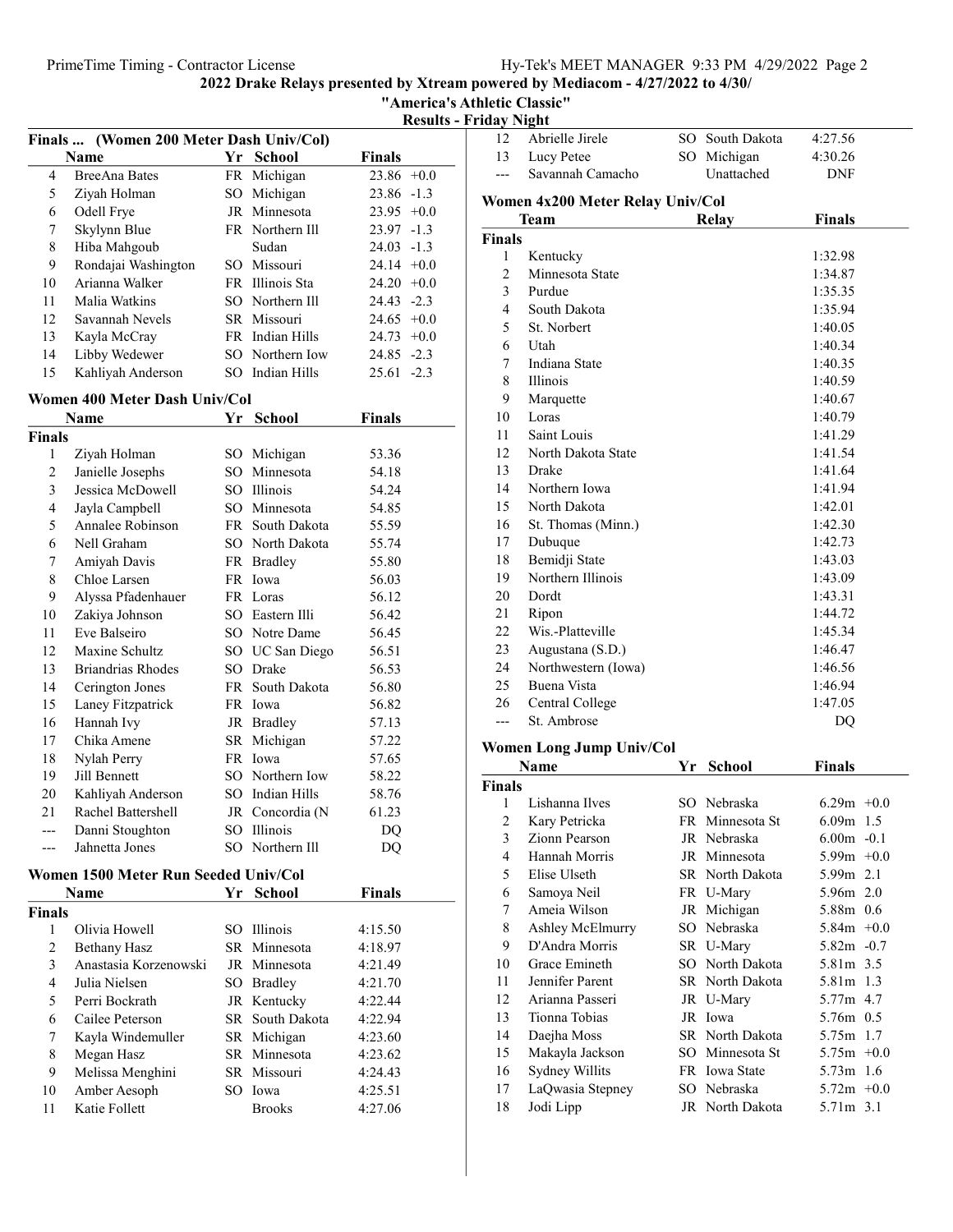## 2022 Drake Relays presented by Xtream powered by Mediacom - 4/27/2022 to 4/30/

### "America's Athletic Classic"

### Results - Friday Night

#### Finals ... (Women 200 Meter Dash Univ/Col)

| | Name | Yr | School | Finals | |
|---|---|---|---|---|---|
| 4 | BreeAna Bates | FR | Michigan | 23.86 | +0.0 |
| 5 | Ziyah Holman | SO | Michigan | 23.86 | -1.3 |
| 6 | Odell Frye | JR | Minnesota | 23.95 | +0.0 |
| 7 | Skylynn Blue | FR | Northern Ill | 23.97 | -1.3 |
| 8 | Hiba Mahgoub | | Sudan | 24.03 | -1.3 |
| 9 | Rondajai Washington | SO | Missouri | 24.14 | +0.0 |
| 10 | Arianna Walker | FR | Illinois Sta | 24.20 | +0.0 |
| 11 | Malia Watkins | SO | Northern Ill | 24.43 | -2.3 |
| 12 | Savannah Nevels | SR | Missouri | 24.65 | +0.0 |
| 13 | Kayla McCray | FR | Indian Hills | 24.73 | +0.0 |
| 14 | Libby Wedewer | SO | Northern Iow | 24.85 | -2.3 |
| 15 | Kahliyah Anderson | SO | Indian Hills | 25.61 | -2.3 |

#### Women 400 Meter Dash Univ/Col

| | Name | Yr | School | Finals |
|---|---|---|---|---|
| **Finals** | | | | |
| 1 | Ziyah Holman | SO | Michigan | 53.36 |
| 2 | Janielle Josephs | SO | Minnesota | 54.18 |
| 3 | Jessica McDowell | SO | Illinois | 54.24 |
| 4 | Jayla Campbell | SO | Minnesota | 54.85 |
| 5 | Annalee Robinson | FR | South Dakota | 55.59 |
| 6 | Nell Graham | SO | North Dakota | 55.74 |
| 7 | Amiyah Davis | FR | Bradley | 55.80 |
| 8 | Chloe Larsen | FR | Iowa | 56.03 |
| 9 | Alyssa Pfadenhauer | FR | Loras | 56.12 |
| 10 | Zakiya Johnson | SO | Eastern Illi | 56.42 |
| 11 | Eve Balseiro | SO | Notre Dame | 56.45 |
| 12 | Maxine Schultz | SO | UC San Diego | 56.51 |
| 13 | Briandrias Rhodes | SO | Drake | 56.53 |
| 14 | Cerington Jones | FR | South Dakota | 56.80 |
| 15 | Laney Fitzpatrick | FR | Iowa | 56.82 |
| 16 | Hannah Ivy | JR | Bradley | 57.13 |
| 17 | Chika Amene | SR | Michigan | 57.22 |
| 18 | Nylah Perry | FR | Iowa | 57.65 |
| 19 | Jill Bennett | SO | Northern Iow | 58.22 |
| 20 | Kahliyah Anderson | SO | Indian Hills | 58.76 |
| 21 | Rachel Battershell | JR | Concordia (N | 61.23 |
| --- | Danni Stoughton | SO | Illinois | DQ |
| --- | Jahnetta Jones | SO | Northern Ill | DQ |

#### Women 1500 Meter Run Seeded Univ/Col

| | Name | Yr | School | Finals |
|---|---|---|---|---|
| **Finals** | | | | |
| 1 | Olivia Howell | SO | Illinois | 4:15.50 |
| 2 | Bethany Hasz | SR | Minnesota | 4:18.97 |
| 3 | Anastasia Korzenowski | JR | Minnesota | 4:21.49 |
| 4 | Julia Nielsen | SO | Bradley | 4:21.70 |
| 5 | Perri Bockrath | JR | Kentucky | 4:22.44 |
| 6 | Cailee Peterson | SR | South Dakota | 4:22.94 |
| 7 | Kayla Windemuller | SR | Michigan | 4:23.60 |
| 8 | Megan Hasz | SR | Minnesota | 4:23.62 |
| 9 | Melissa Menghini | SR | Missouri | 4:24.43 |
| 10 | Amber Aesoph | SO | Iowa | 4:25.51 |
| 11 | Katie Follett | | Brooks | 4:27.06 |
| 12 | Abrielle Jirele | SO | South Dakota | 4:27.56 |
| 13 | Lucy Petee | SO | Michigan | 4:30.26 |
| --- | Savannah Camacho | | Unattached | DNF |

#### Women 4x200 Meter Relay Univ/Col

| | Team | Relay | Finals |
|---|---|---|---|
| **Finals** | | | |
| 1 | Kentucky | | 1:32.98 |
| 2 | Minnesota State | | 1:34.87 |
| 3 | Purdue | | 1:35.35 |
| 4 | South Dakota | | 1:35.94 |
| 5 | St. Norbert | | 1:40.05 |
| 6 | Utah | | 1:40.34 |
| 7 | Indiana State | | 1:40.35 |
| 8 | Illinois | | 1:40.59 |
| 9 | Marquette | | 1:40.67 |
| 10 | Loras | | 1:40.79 |
| 11 | Saint Louis | | 1:41.29 |
| 12 | North Dakota State | | 1:41.54 |
| 13 | Drake | | 1:41.64 |
| 14 | Northern Iowa | | 1:41.94 |
| 15 | North Dakota | | 1:42.01 |
| 16 | St. Thomas (Minn.) | | 1:42.30 |
| 17 | Dubuque | | 1:42.73 |
| 18 | Bemidji State | | 1:43.03 |
| 19 | Northern Illinois | | 1:43.09 |
| 20 | Dordt | | 1:43.31 |
| 21 | Ripon | | 1:44.72 |
| 22 | Wis.-Platteville | | 1:45.34 |
| 23 | Augustana (S.D.) | | 1:46.47 |
| 24 | Northwestern (Iowa) | | 1:46.56 |
| 25 | Buena Vista | | 1:46.94 |
| 26 | Central College | | 1:47.05 |
| --- | St. Ambrose | | DQ |

#### Women Long Jump Univ/Col

| | Name | Yr | School | Finals | |
|---|---|---|---|---|---|
| **Finals** | | | | | |
| 1 | Lishanna Ilves | SO | Nebraska | 6.29m | +0.0 |
| 2 | Kary Petricka | FR | Minnesota St | 6.09m | 1.5 |
| 3 | Zionn Pearson | JR | Nebraska | 6.00m | -0.1 |
| 4 | Hannah Morris | JR | Minnesota | 5.99m | +0.0 |
| 5 | Elise Ulseth | SR | North Dakota | 5.99m | 2.1 |
| 6 | Samoya Neil | FR | U-Mary | 5.96m | 2.0 |
| 7 | Ameia Wilson | JR | Michigan | 5.88m | 0.6 |
| 8 | Ashley McElmurry | SO | Nebraska | 5.84m | +0.0 |
| 9 | D'Andra Morris | SR | U-Mary | 5.82m | -0.7 |
| 10 | Grace Emineth | SO | North Dakota | 5.81m | 3.5 |
| 11 | Jennifer Parent | SR | North Dakota | 5.81m | 1.3 |
| 12 | Arianna Passeri | JR | U-Mary | 5.77m | 4.7 |
| 13 | Tionna Tobias | JR | Iowa | 5.76m | 0.5 |
| 14 | Daejha Moss | SR | North Dakota | 5.75m | 1.7 |
| 15 | Makayla Jackson | SO | Minnesota St | 5.75m | +0.0 |
| 16 | Sydney Willits | FR | Iowa State | 5.73m | 1.6 |
| 17 | LaQwasia Stepney | SO | Nebraska | 5.72m | +0.0 |
| 18 | Jodi Lipp | JR | North Dakota | 5.71m | 3.1 |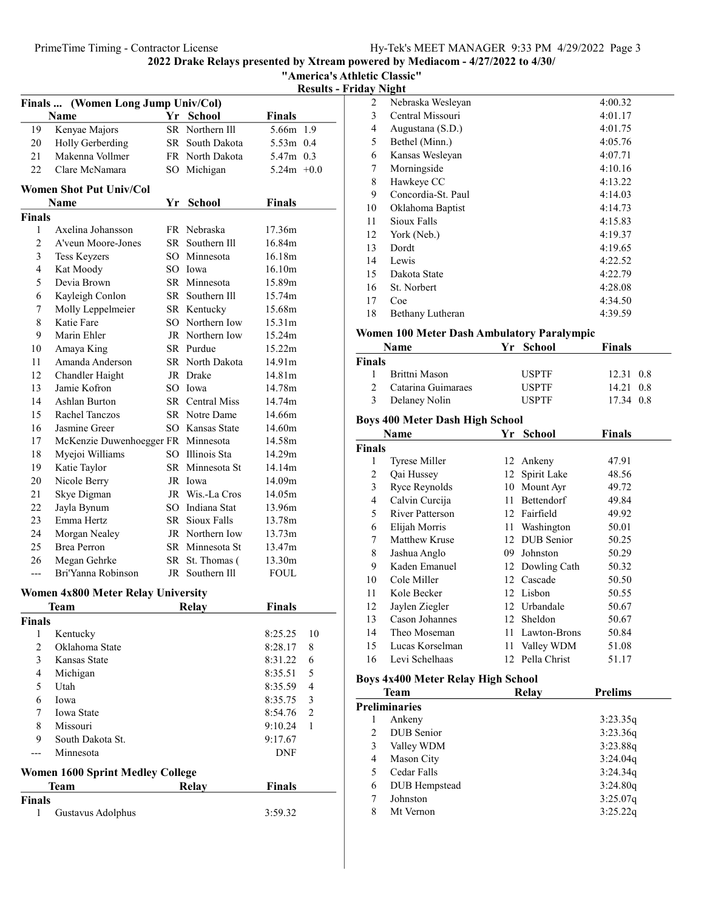## Finals ... (Women Long Jump Univ/Col)

| | Name | Yr | School | Finals | |
|---|---|---|---|---|---|
| 19 | Kenyae Majors | SR | Northern Ill | 5.66m | 1.9 |
| 20 | Holly Gerberding | SR | South Dakota | 5.53m | 0.4 |
| 21 | Makenna Vollmer | FR | North Dakota | 5.47m | 0.3 |
| 22 | Clare McNamara | SO | Michigan | 5.24m | +0.0 |

## Women Shot Put Univ/Col

| | Name | Yr | School | Finals |
|---|---|---|---|---|
| **Finals** | | | | |
| 1 | Axelina Johansson | FR | Nebraska | 17.36m |
| 2 | A'veun Moore-Jones | SR | Southern Ill | 16.84m |
| 3 | Tess Keyzers | SO | Minnesota | 16.18m |
| 4 | Kat Moody | SO | Iowa | 16.10m |
| 5 | Devia Brown | SR | Minnesota | 15.89m |
| 6 | Kayleigh Conlon | SR | Southern Ill | 15.74m |
| 7 | Molly Leppelmeier | SR | Kentucky | 15.68m |
| 8 | Katie Fare | SO | Northern Iow | 15.31m |
| 9 | Marin Ehler | JR | Northern Iow | 15.24m |
| 10 | Amaya King | SR | Purdue | 15.22m |
| 11 | Amanda Anderson | SR | North Dakota | 14.91m |
| 12 | Chandler Haight | JR | Drake | 14.81m |
| 13 | Jamie Kofron | SO | Iowa | 14.78m |
| 14 | Ashlan Burton | SR | Central Miss | 14.74m |
| 15 | Rachel Tanczos | SR | Notre Dame | 14.66m |
| 16 | Jasmine Greer | SO | Kansas State | 14.60m |
| 17 | McKenzie Duwenhoegger | FR | Minnesota | 14.58m |
| 18 | Myejoi Williams | SO | Illinois Sta | 14.29m |
| 19 | Katie Taylor | SR | Minnesota St | 14.14m |
| 20 | Nicole Berry | JR | Iowa | 14.09m |
| 21 | Skye Digman | JR | Wis.-La Cros | 14.05m |
| 22 | Jayla Bynum | SO | Indiana Stat | 13.96m |
| 23 | Emma Hertz | SR | Sioux Falls | 13.78m |
| 24 | Morgan Nealey | JR | Northern Iow | 13.73m |
| 25 | Brea Perron | SR | Minnesota St | 13.47m |
| 26 | Megan Gehrke | SR | St. Thomas ( | 13.30m |
| --- | Bri'Yanna Robinson | JR | Southern Ill | FOUL |

## Women 4x800 Meter Relay University

| | Team | Relay | Finals | |
|---|---|---|---|---|
| **Finals** | | | | |
| 1 | Kentucky | | 8:25.25 | 10 |
| 2 | Oklahoma State | | 8:28.17 | 8 |
| 3 | Kansas State | | 8:31.22 | 6 |
| 4 | Michigan | | 8:35.51 | 5 |
| 5 | Utah | | 8:35.59 | 4 |
| 6 | Iowa | | 8:35.75 | 3 |
| 7 | Iowa State | | 8:54.76 | 2 |
| 8 | Missouri | | 9:10.24 | 1 |
| 9 | South Dakota St. | | 9:17.67 | |
| --- | Minnesota | | DNF | |

## Women 1600 Sprint Medley College

| | Team | Relay | Finals |
|---|---|---|---|
| **Finals** | | | |
| 1 | Gustavus Adolphus | | 3:59.32 |
| 2 | Nebraska Wesleyan | | 4:00.32 |
| 3 | Central Missouri | | 4:01.17 |
| 4 | Augustana (S.D.) | | 4:01.75 |
| 5 | Bethel (Minn.) | | 4:05.76 |
| 6 | Kansas Wesleyan | | 4:07.71 |
| 7 | Morningside | | 4:10.16 |
| 8 | Hawkeye CC | | 4:13.22 |
| 9 | Concordia-St. Paul | | 4:14.03 |
| 10 | Oklahoma Baptist | | 4:14.73 |
| 11 | Sioux Falls | | 4:15.83 |
| 12 | York (Neb.) | | 4:19.37 |
| 13 | Dordt | | 4:19.65 |
| 14 | Lewis | | 4:22.52 |
| 15 | Dakota State | | 4:22.79 |
| 16 | St. Norbert | | 4:28.08 |
| 17 | Coe | | 4:34.50 |
| 18 | Bethany Lutheran | | 4:39.59 |

## Women 100 Meter Dash Ambulatory Paralympic

| | Name | Yr | School | Finals | |
|---|---|---|---|---|---|
| **Finals** | | | | | |
| 1 | Brittni Mason | | USPTF | 12.31 | 0.8 |
| 2 | Catarina Guimaraes | | USPTF | 14.21 | 0.8 |
| 3 | Delaney Nolin | | USPTF | 17.34 | 0.8 |

## Boys 400 Meter Dash High School

| | Name | Yr | School | Finals |
|---|---|---|---|---|
| **Finals** | | | | |
| 1 | Tyrese Miller | 12 | Ankeny | 47.91 |
| 2 | Qai Hussey | 12 | Spirit Lake | 48.56 |
| 3 | Ryce Reynolds | 10 | Mount Ayr | 49.72 |
| 4 | Calvin Curcija | 11 | Bettendorf | 49.84 |
| 5 | River Patterson | 12 | Fairfield | 49.92 |
| 6 | Elijah Morris | 11 | Washington | 50.01 |
| 7 | Matthew Kruse | 12 | DUB Senior | 50.25 |
| 8 | Jashua Anglo | 09 | Johnston | 50.29 |
| 9 | Kaden Emanuel | 12 | Dowling Cath | 50.32 |
| 10 | Cole Miller | 12 | Cascade | 50.50 |
| 11 | Kole Becker | 12 | Lisbon | 50.55 |
| 12 | Jaylen Ziegler | 12 | Urbandale | 50.67 |
| 13 | Cason Johannes | 12 | Sheldon | 50.67 |
| 14 | Theo Moseman | 11 | Lawton-Brons | 50.84 |
| 15 | Lucas Korselman | 11 | Valley WDM | 51.08 |
| 16 | Levi Schelhaas | 12 | Pella Christ | 51.17 |

## Boys 4x400 Meter Relay High School

| | Team | Relay | Prelims |
|---|---|---|---|
| **Preliminaries** | | | |
| 1 | Ankeny | | 3:23.35q |
| 2 | DUB Senior | | 3:23.36q |
| 3 | Valley WDM | | 3:23.88q |
| 4 | Mason City | | 3:24.04q |
| 5 | Cedar Falls | | 3:24.34q |
| 6 | DUB Hempstead | | 3:24.80q |
| 7 | Johnston | | 3:25.07q |
| 8 | Mt Vernon | | 3:25.22q |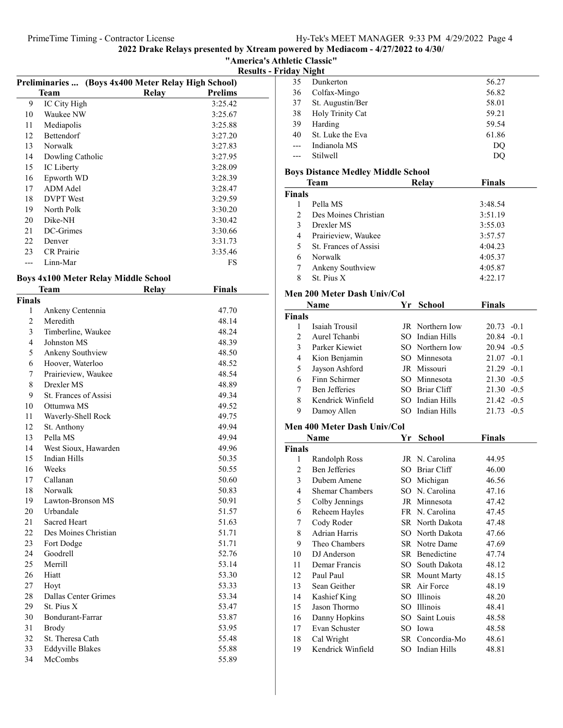2022 Drake Relays presented by Xtream powered by Mediacom - 4/27/2022 to 4/30/

"America's Athletic Classic"

Results - Friday Night

### Preliminaries ... (Boys 4x400 Meter Relay High School)

| | Team | Relay | Prelims |
|---|---|---|---|
| 9 | IC City High | | 3:25.42 |
| 10 | Waukee NW | | 3:25.67 |
| 11 | Mediapolis | | 3:25.88 |
| 12 | Bettendorf | | 3:27.20 |
| 13 | Norwalk | | 3:27.83 |
| 14 | Dowling Catholic | | 3:27.95 |
| 15 | IC Liberty | | 3:28.09 |
| 16 | Epworth WD | | 3:28.39 |
| 17 | ADM Adel | | 3:28.47 |
| 18 | DVPT West | | 3:29.59 |
| 19 | North Polk | | 3:30.20 |
| 20 | Dike-NH | | 3:30.42 |
| 21 | DC-Grimes | | 3:30.66 |
| 22 | Denver | | 3:31.73 |
| 23 | CR Prairie | | 3:35.46 |
| --- | Linn-Mar | | FS |

### Boys 4x100 Meter Relay Middle School

| | Team | Relay | Finals |
|---|---|---|---|
| **Finals** | | | |
| 1 | Ankeny Centennia | | 47.70 |
| 2 | Meredith | | 48.14 |
| 3 | Timberline, Waukee | | 48.24 |
| 4 | Johnston MS | | 48.39 |
| 5 | Ankeny Southview | | 48.50 |
| 6 | Hoover, Waterloo | | 48.52 |
| 7 | Prairieview, Waukee | | 48.54 |
| 8 | Drexler MS | | 48.89 |
| 9 | St. Frances of Assisi | | 49.34 |
| 10 | Ottumwa MS | | 49.52 |
| 11 | Waverly-Shell Rock | | 49.75 |
| 12 | St. Anthony | | 49.94 |
| 13 | Pella MS | | 49.94 |
| 14 | West Sioux, Hawarden | | 49.96 |
| 15 | Indian Hills | | 50.35 |
| 16 | Weeks | | 50.55 |
| 17 | Callanan | | 50.60 |
| 18 | Norwalk | | 50.83 |
| 19 | Lawton-Bronson MS | | 50.91 |
| 20 | Urbandale | | 51.57 |
| 21 | Sacred Heart | | 51.63 |
| 22 | Des Moines Christian | | 51.71 |
| 23 | Fort Dodge | | 51.71 |
| 24 | Goodrell | | 52.76 |
| 25 | Merrill | | 53.14 |
| 26 | Hiatt | | 53.30 |
| 27 | Hoyt | | 53.33 |
| 28 | Dallas Center Grimes | | 53.34 |
| 29 | St. Pius X | | 53.47 |
| 30 | Bondurant-Farrar | | 53.87 |
| 31 | Brody | | 53.95 |
| 32 | St. Theresa Cath | | 55.48 |
| 33 | Eddyville Blakes | | 55.88 |
| 34 | McCombs | | 55.89 |
| 35 | Dunkerton | | 56.27 |
| 36 | Colfax-Mingo | | 56.82 |
| 37 | St. Augustin/Ber | | 58.01 |
| 38 | Holy Trinity Cat | | 59.21 |
| 39 | Harding | | 59.54 |
| 40 | St. Luke the Eva | | 61.86 |
| --- | Indianola MS | | DQ |
| --- | Stilwell | | DQ |

### Boys Distance Medley Middle School

| | Team | Relay | Finals |
|---|---|---|---|
| **Finals** | | | |
| 1 | Pella MS | | 3:48.54 |
| 2 | Des Moines Christian | | 3:51.19 |
| 3 | Drexler MS | | 3:55.03 |
| 4 | Prairieview, Waukee | | 3:57.57 |
| 5 | St. Frances of Assisi | | 4:04.23 |
| 6 | Norwalk | | 4:05.37 |
| 7 | Ankeny Southview | | 4:05.87 |
| 8 | St. Pius X | | 4:22.17 |

### Men 200 Meter Dash Univ/Col

| | Name | Yr | School | Finals | Wind |
|---|---|---|---|---|---|
| **Finals** | | | | | |
| 1 | Isaiah Trousil | JR | Northern Iow | 20.73 | -0.1 |
| 2 | Aurel Tchanbi | SO | Indian Hills | 20.84 | -0.1 |
| 3 | Parker Kiewiet | SO | Northern Iow | 20.94 | -0.5 |
| 4 | Kion Benjamin | SO | Minnesota | 21.07 | -0.1 |
| 5 | Jayson Ashford | JR | Missouri | 21.29 | -0.1 |
| 6 | Finn Schirmer | SO | Minnesota | 21.30 | -0.5 |
| 7 | Ben Jefferies | SO | Briar Cliff | 21.30 | -0.5 |
| 8 | Kendrick Winfield | SO | Indian Hills | 21.42 | -0.5 |
| 9 | Damoy Allen | SO | Indian Hills | 21.73 | -0.5 |

### Men 400 Meter Dash Univ/Col

| | Name | Yr | School | Finals |
|---|---|---|---|---|
| **Finals** | | | | |
| 1 | Randolph Ross | JR | N. Carolina | 44.95 |
| 2 | Ben Jefferies | SO | Briar Cliff | 46.00 |
| 3 | Dubem Amene | SO | Michigan | 46.56 |
| 4 | Shemar Chambers | SO | N. Carolina | 47.16 |
| 5 | Colby Jennings | JR | Minnesota | 47.42 |
| 6 | Reheem Hayles | FR | N. Carolina | 47.45 |
| 7 | Cody Roder | SR | North Dakota | 47.48 |
| 8 | Adrian Harris | SO | North Dakota | 47.66 |
| 9 | Theo Chambers | SR | Notre Dame | 47.69 |
| 10 | DJ Anderson | SR | Benedictine | 47.74 |
| 11 | Demar Francis | SO | South Dakota | 48.12 |
| 12 | Paul Paul | SR | Mount Marty | 48.15 |
| 13 | Sean Geither | SR | Air Force | 48.19 |
| 14 | Kashief King | SO | Illinois | 48.20 |
| 15 | Jason Thormo | SO | Illinois | 48.41 |
| 16 | Danny Hopkins | SO | Saint Louis | 48.58 |
| 17 | Evan Schuster | SO | Iowa | 48.58 |
| 18 | Cal Wright | SR | Concordia-Mo | 48.61 |
| 19 | Kendrick Winfield | SO | Indian Hills | 48.81 |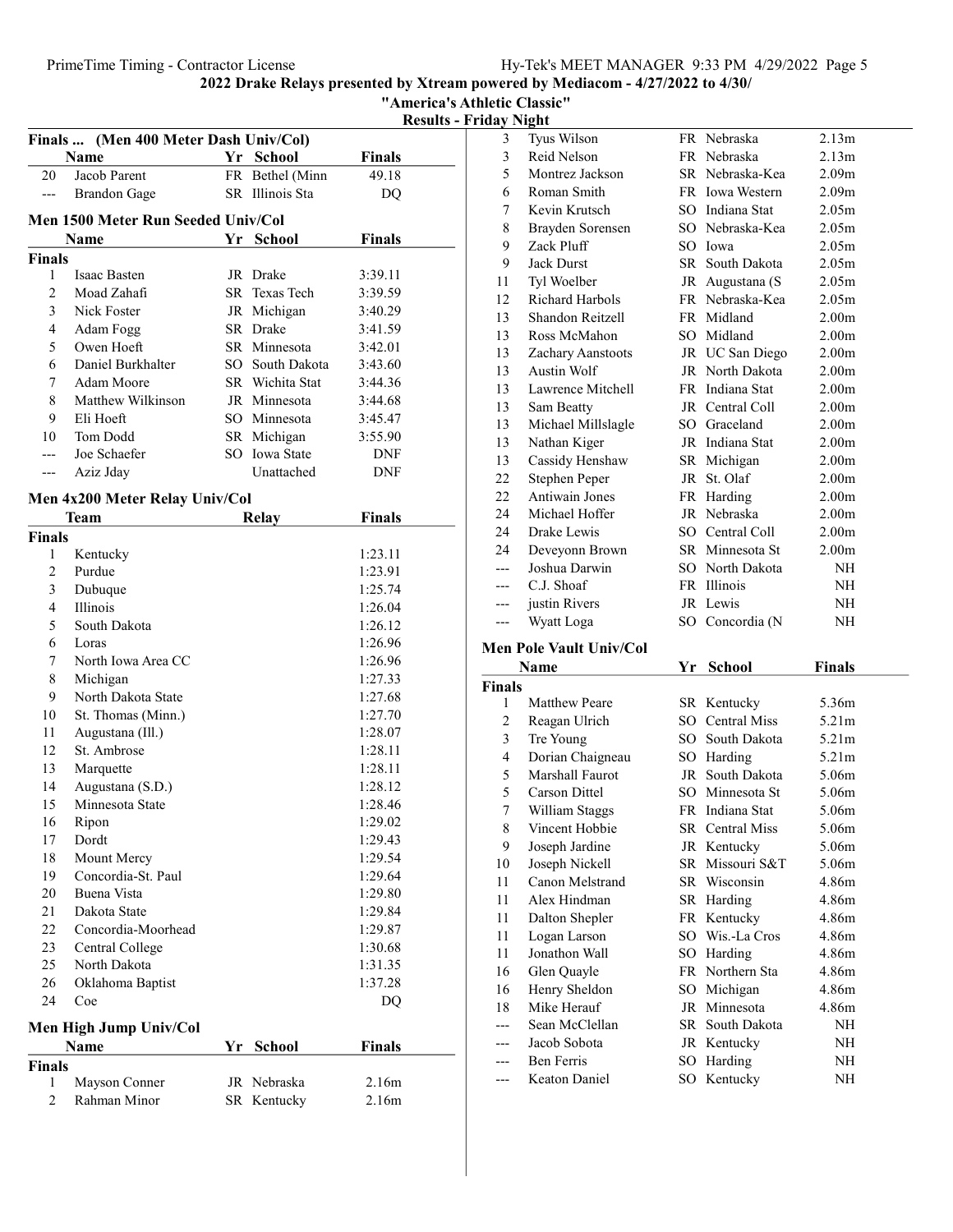## 2022 Drake Relays presented by Xtream powered by Mediacom - 4/27/2022 to 4/30/

### "America's Athletic Classic"

### Results - Friday Night

### Finals ... (Men 400 Meter Dash Univ/Col)

| | Name | Yr | School | Finals |
|---|---|---|---|---|
| 20 | Jacob Parent | FR | Bethel (Minn | 49.18 |
| --- | Brandon Gage | SR | Illinois Sta | DQ |

### Men 1500 Meter Run Seeded Univ/Col

| | Name | Yr | School | Finals |
|---|---|---|---|---|
| **Finals** | | | | |
| 1 | Isaac Basten | JR | Drake | 3:39.11 |
| 2 | Moad Zahafi | SR | Texas Tech | 3:39.59 |
| 3 | Nick Foster | JR | Michigan | 3:40.29 |
| 4 | Adam Fogg | SR | Drake | 3:41.59 |
| 5 | Owen Hoeft | SR | Minnesota | 3:42.01 |
| 6 | Daniel Burkhalter | SO | South Dakota | 3:43.60 |
| 7 | Adam Moore | SR | Wichita Stat | 3:44.36 |
| 8 | Matthew Wilkinson | JR | Minnesota | 3:44.68 |
| 9 | Eli Hoeft | SO | Minnesota | 3:45.47 |
| 10 | Tom Dodd | SR | Michigan | 3:55.90 |
| --- | Joe Schaefer | SO | Iowa State | DNF |
| --- | Aziz Jday | | Unattached | DNF |

### Men 4x200 Meter Relay Univ/Col

| | Team | Relay | Finals |
|---|---|---|---|
| **Finals** | | | |
| 1 | Kentucky | | 1:23.11 |
| 2 | Purdue | | 1:23.91 |
| 3 | Dubuque | | 1:25.74 |
| 4 | Illinois | | 1:26.04 |
| 5 | South Dakota | | 1:26.12 |
| 6 | Loras | | 1:26.96 |
| 7 | North Iowa Area CC | | 1:26.96 |
| 8 | Michigan | | 1:27.33 |
| 9 | North Dakota State | | 1:27.68 |
| 10 | St. Thomas (Minn.) | | 1:27.70 |
| 11 | Augustana (Ill.) | | 1:28.07 |
| 12 | St. Ambrose | | 1:28.11 |
| 13 | Marquette | | 1:28.11 |
| 14 | Augustana (S.D.) | | 1:28.12 |
| 15 | Minnesota State | | 1:28.46 |
| 16 | Ripon | | 1:29.02 |
| 17 | Dordt | | 1:29.43 |
| 18 | Mount Mercy | | 1:29.54 |
| 19 | Concordia-St. Paul | | 1:29.64 |
| 20 | Buena Vista | | 1:29.80 |
| 21 | Dakota State | | 1:29.84 |
| 22 | Concordia-Moorhead | | 1:29.87 |
| 23 | Central College | | 1:30.68 |
| 25 | North Dakota | | 1:31.35 |
| 26 | Oklahoma Baptist | | 1:37.28 |
| 24 | Coe | | DQ |

### Men High Jump Univ/Col

| | Name | Yr | School | Finals |
|---|---|---|---|---|
| **Finals** | | | | |
| 1 | Mayson Conner | JR | Nebraska | 2.16m |
| 2 | Rahman Minor | SR | Kentucky | 2.16m |
| 3 | Tyus Wilson | FR | Nebraska | 2.13m |
| 3 | Reid Nelson | FR | Nebraska | 2.13m |
| 5 | Montrez Jackson | SR | Nebraska-Kea | 2.09m |
| 6 | Roman Smith | FR | Iowa Western | 2.09m |
| 7 | Kevin Krutsch | SO | Indiana Stat | 2.05m |
| 8 | Brayden Sorensen | SO | Nebraska-Kea | 2.05m |
| 9 | Zack Pluff | SO | Iowa | 2.05m |
| 9 | Jack Durst | SR | South Dakota | 2.05m |
| 11 | Tyl Woelber | JR | Augustana (S | 2.05m |
| 12 | Richard Harbols | FR | Nebraska-Kea | 2.05m |
| 13 | Shandon Reitzell | FR | Midland | 2.00m |
| 13 | Ross McMahon | SO | Midland | 2.00m |
| 13 | Zachary Aanstoots | JR | UC San Diego | 2.00m |
| 13 | Austin Wolf | JR | North Dakota | 2.00m |
| 13 | Lawrence Mitchell | FR | Indiana Stat | 2.00m |
| 13 | Sam Beatty | JR | Central Coll | 2.00m |
| 13 | Michael Millslagle | SO | Graceland | 2.00m |
| 13 | Nathan Kiger | JR | Indiana Stat | 2.00m |
| 13 | Cassidy Henshaw | SR | Michigan | 2.00m |
| 22 | Stephen Peper | JR | St. Olaf | 2.00m |
| 22 | Antiwain Jones | FR | Harding | 2.00m |
| 24 | Michael Hoffer | JR | Nebraska | 2.00m |
| 24 | Drake Lewis | SO | Central Coll | 2.00m |
| 24 | Deveyonn Brown | SR | Minnesota St | 2.00m |
| --- | Joshua Darwin | SO | North Dakota | NH |
| --- | C.J. Shoaf | FR | Illinois | NH |
| --- | justin Rivers | JR | Lewis | NH |
| --- | Wyatt Loga | SO | Concordia (N | NH |

### Men Pole Vault Univ/Col

| | Name | Yr | School | Finals |
|---|---|---|---|---|
| **Finals** | | | | |
| 1 | Matthew Peare | SR | Kentucky | 5.36m |
| 2 | Reagan Ulrich | SO | Central Miss | 5.21m |
| 3 | Tre Young | SO | South Dakota | 5.21m |
| 4 | Dorian Chaigneau | SO | Harding | 5.21m |
| 5 | Marshall Faurot | JR | South Dakota | 5.06m |
| 5 | Carson Dittel | SO | Minnesota St | 5.06m |
| 7 | William Staggs | FR | Indiana Stat | 5.06m |
| 8 | Vincent Hobbie | SR | Central Miss | 5.06m |
| 9 | Joseph Jardine | JR | Kentucky | 5.06m |
| 10 | Joseph Nickell | SR | Missouri S&T | 5.06m |
| 11 | Canon Melstrand | SR | Wisconsin | 4.86m |
| 11 | Alex Hindman | SR | Harding | 4.86m |
| 11 | Dalton Shepler | FR | Kentucky | 4.86m |
| 11 | Logan Larson | SO | Wis.-La Cros | 4.86m |
| 11 | Jonathon Wall | SO | Harding | 4.86m |
| 16 | Glen Quayle | FR | Northern Sta | 4.86m |
| 16 | Henry Sheldon | SO | Michigan | 4.86m |
| 18 | Mike Herauf | JR | Minnesota | 4.86m |
| --- | Sean McClellan | SR | South Dakota | NH |
| --- | Jacob Sobota | JR | Kentucky | NH |
| --- | Ben Ferris | SO | Harding | NH |
| --- | Keaton Daniel | SO | Kentucky | NH |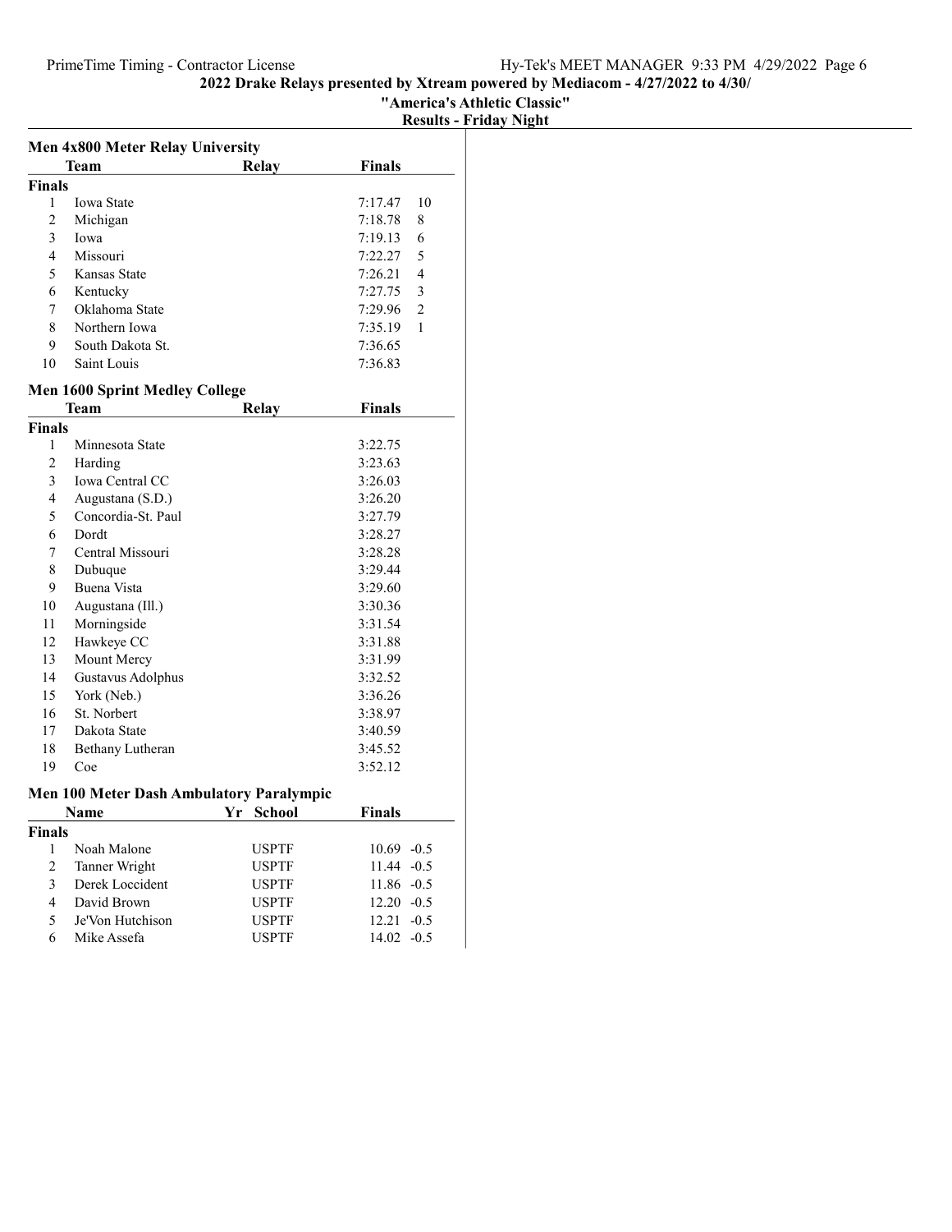### Men 4x800 Meter Relay University

| | Team | Relay | Finals | |
|---|---|---|---|---|
| **Finals** | | | | |
| 1 | Iowa State | | 7:17.47 | 10 |
| 2 | Michigan | | 7:18.78 | 8 |
| 3 | Iowa | | 7:19.13 | 6 |
| 4 | Missouri | | 7:22.27 | 5 |
| 5 | Kansas State | | 7:26.21 | 4 |
| 6 | Kentucky | | 7:27.75 | 3 |
| 7 | Oklahoma State | | 7:29.96 | 2 |
| 8 | Northern Iowa | | 7:35.19 | 1 |
| 9 | South Dakota St. | | 7:36.65 | |
| 10 | Saint Louis | | 7:36.83 | |

### Men 1600 Sprint Medley College

| | Team | Relay | Finals |
|---|---|---|---|
| **Finals** | | | |
| 1 | Minnesota State | | 3:22.75 |
| 2 | Harding | | 3:23.63 |
| 3 | Iowa Central CC | | 3:26.03 |
| 4 | Augustana (S.D.) | | 3:26.20 |
| 5 | Concordia-St. Paul | | 3:27.79 |
| 6 | Dordt | | 3:28.27 |
| 7 | Central Missouri | | 3:28.28 |
| 8 | Dubuque | | 3:29.44 |
| 9 | Buena Vista | | 3:29.60 |
| 10 | Augustana (Ill.) | | 3:30.36 |
| 11 | Morningside | | 3:31.54 |
| 12 | Hawkeye CC | | 3:31.88 |
| 13 | Mount Mercy | | 3:31.99 |
| 14 | Gustavus Adolphus | | 3:32.52 |
| 15 | York (Neb.) | | 3:36.26 |
| 16 | St. Norbert | | 3:38.97 |
| 17 | Dakota State | | 3:40.59 |
| 18 | Bethany Lutheran | | 3:45.52 |
| 19 | Coe | | 3:52.12 |

### Men 100 Meter Dash Ambulatory Paralympic

| | Name | Yr | School | Finals | |
|---|---|---|---|---|---|
| **Finals** | | | | | |
| 1 | Noah Malone | | USPTF | 10.69 | -0.5 |
| 2 | Tanner Wright | | USPTF | 11.44 | -0.5 |
| 3 | Derek Loccident | | USPTF | 11.86 | -0.5 |
| 4 | David Brown | | USPTF | 12.20 | -0.5 |
| 5 | Je'Von Hutchison | | USPTF | 12.21 | -0.5 |
| 6 | Mike Assefa | | USPTF | 14.02 | -0.5 |